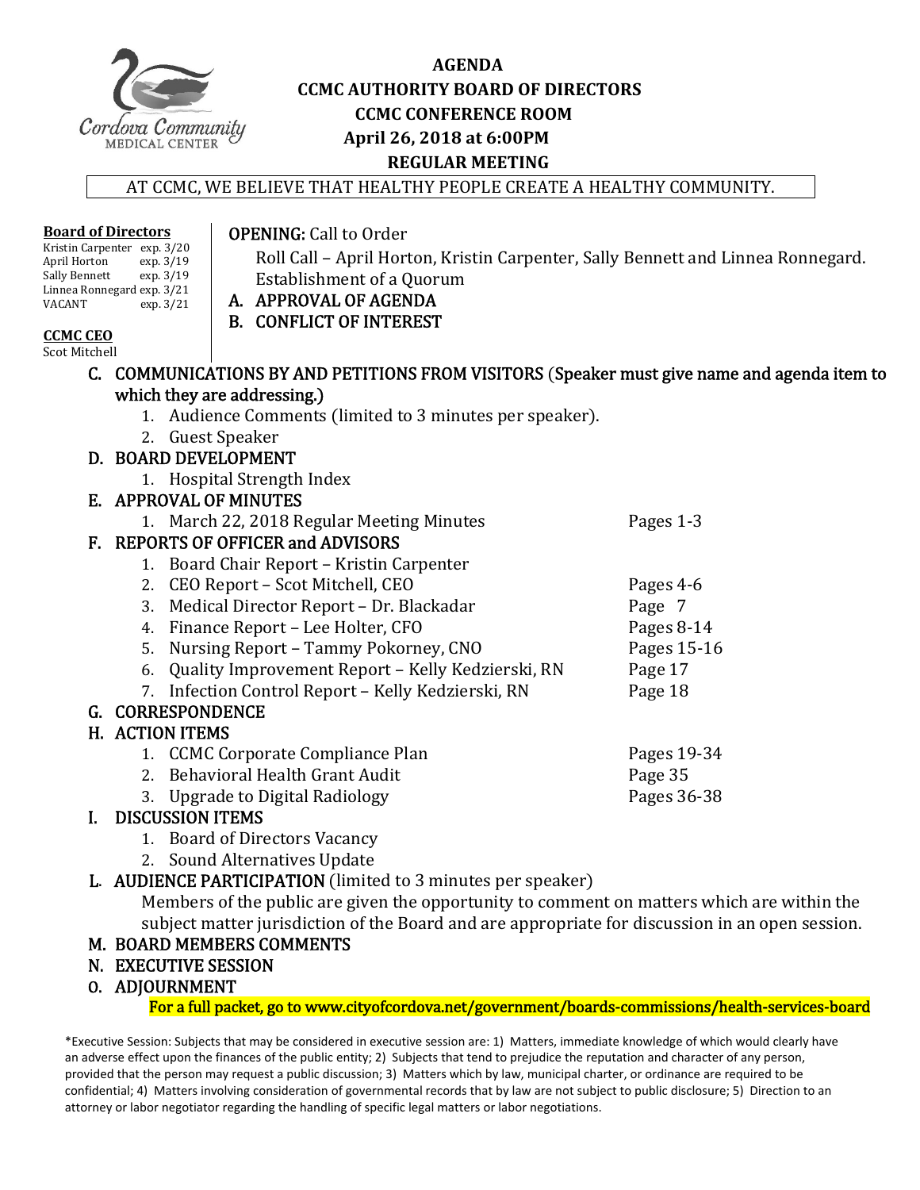# AGENDA
## CCMC AUTHORITY BOARD OF DIRECTORS
## CCMC CONFERENCE ROOM
## April 26, 2018 at 6:00PM
## REGULAR MEETING

AT CCMC, WE BELIEVE THAT HEALTHY PEOPLE CREATE A HEALTHY COMMUNITY.

**Board of Directors**
Kristin Carpenter exp. 3/20
April Horton exp. 3/19
Sally Bennett exp. 3/19
Linnea Ronnegard exp. 3/21
VACANT exp. 3/21

**CCMC CEO**
Scot Mitchell

**OPENING:** Call to Order
Roll Call – April Horton, Kristin Carpenter, Sally Bennett and Linnea Ronnegard.
Establishment of a Quorum

A. **APPROVAL OF AGENDA**

B. **CONFLICT OF INTEREST**

C. **COMMUNICATIONS BY AND PETITIONS FROM VISITORS** (**Speaker must give name and agenda item to which they are addressing.**)
   1. Audience Comments (limited to 3 minutes per speaker).
   2. Guest Speaker

D. **BOARD DEVELOPMENT**
   1. Hospital Strength Index

E. **APPROVAL OF MINUTES**
   1. March 22, 2018 Regular Meeting Minutes — Pages 1-3

F. **REPORTS OF OFFICER and ADVISORS**
   1. Board Chair Report – Kristin Carpenter
   2. CEO Report – Scot Mitchell, CEO — Pages 4-6
   3. Medical Director Report – Dr. Blackadar — Page 7
   4. Finance Report – Lee Holter, CFO — Pages 8-14
   5. Nursing Report – Tammy Pokorney, CNO — Pages 15-16
   6. Quality Improvement Report – Kelly Kedzierski, RN — Page 17
   7. Infection Control Report – Kelly Kedzierski, RN — Page 18

G. **CORRESPONDENCE**

H. **ACTION ITEMS**
   1. CCMC Corporate Compliance Plan — Pages 19-34
   2. Behavioral Health Grant Audit — Page 35
   3. Upgrade to Digital Radiology — Pages 36-38

I. **DISCUSSION ITEMS**
   1. Board of Directors Vacancy
   2. Sound Alternatives Update

L. **AUDIENCE PARTICIPATION** (limited to 3 minutes per speaker)
   Members of the public are given the opportunity to comment on matters which are within the subject matter jurisdiction of the Board and are appropriate for discussion in an open session.

M. **BOARD MEMBERS COMMENTS**

N. **EXECUTIVE SESSION**

O. **ADJOURNMENT**

**For a full packet, go to www.cityofcordova.net/government/boards-commissions/health-services-board**

*Executive Session: Subjects that may be considered in executive session are: 1) Matters, immediate knowledge of which would clearly have an adverse effect upon the finances of the public entity; 2) Subjects that tend to prejudice the reputation and character of any person, provided that the person may request a public discussion; 3) Matters which by law, municipal charter, or ordinance are required to be confidential; 4) Matters involving consideration of governmental records that by law are not subject to public disclosure; 5) Direction to an attorney or labor negotiator regarding the handling of specific legal matters or labor negotiations.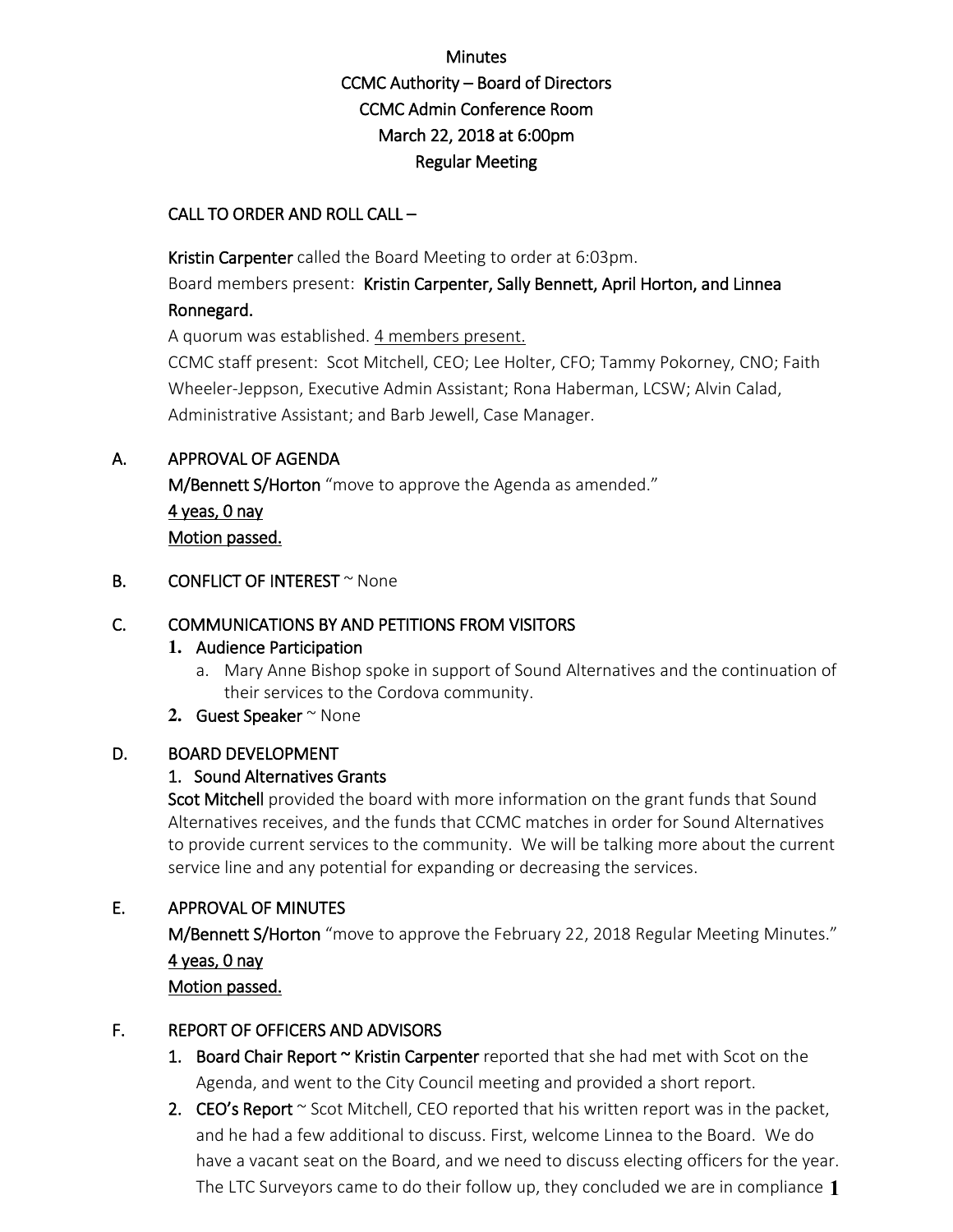# Minutes
# CCMC Authority – Board of Directors
# CCMC Admin Conference Room
# March 22, 2018 at 6:00pm
# Regular Meeting

## CALL TO ORDER AND ROLL CALL –

**Kristin Carpenter** called the Board Meeting to order at 6:03pm.

Board members present: **Kristin Carpenter, Sally Bennett, April Horton, and Linnea Ronnegard.**

A quorum was established. <u>4 members present.</u>

CCMC staff present: Scot Mitchell, CEO; Lee Holter, CFO; Tammy Pokorney, CNO; Faith Wheeler-Jeppson, Executive Admin Assistant; Rona Haberman, LCSW; Alvin Calad, Administrative Assistant; and Barb Jewell, Case Manager.

## A. APPROVAL OF AGENDA

**M/Bennett S/Horton** "move to approve the Agenda as amended."

<u>4 yeas, 0 nay</u>

<u>Motion passed.</u>

## B. CONFLICT OF INTEREST ~ None

## C. COMMUNICATIONS BY AND PETITIONS FROM VISITORS

1. **Audience Participation**
   a. Mary Anne Bishop spoke in support of Sound Alternatives and the continuation of their services to the Cordova community.
2. **Guest Speaker** ~ None

## D. BOARD DEVELOPMENT

### 1. Sound Alternatives Grants

**Scot Mitchell** provided the board with more information on the grant funds that Sound Alternatives receives, and the funds that CCMC matches in order for Sound Alternatives to provide current services to the community. We will be talking more about the current service line and any potential for expanding or decreasing the services.

## E. APPROVAL OF MINUTES

**M/Bennett S/Horton** "move to approve the February 22, 2018 Regular Meeting Minutes."

<u>4 yeas, 0 nay</u>

<u>Motion passed.</u>

## F. REPORT OF OFFICERS AND ADVISORS

1. **Board Chair Report ~ Kristin Carpenter** reported that she had met with Scot on the Agenda, and went to the City Council meeting and provided a short report.
2. **CEO's Report** ~ Scot Mitchell, CEO reported that his written report was in the packet, and he had a few additional to discuss. First, welcome Linnea to the Board. We do have a vacant seat on the Board, and we need to discuss electing officers for the year. The LTC Surveyors came to do their follow up, they concluded we are in compliance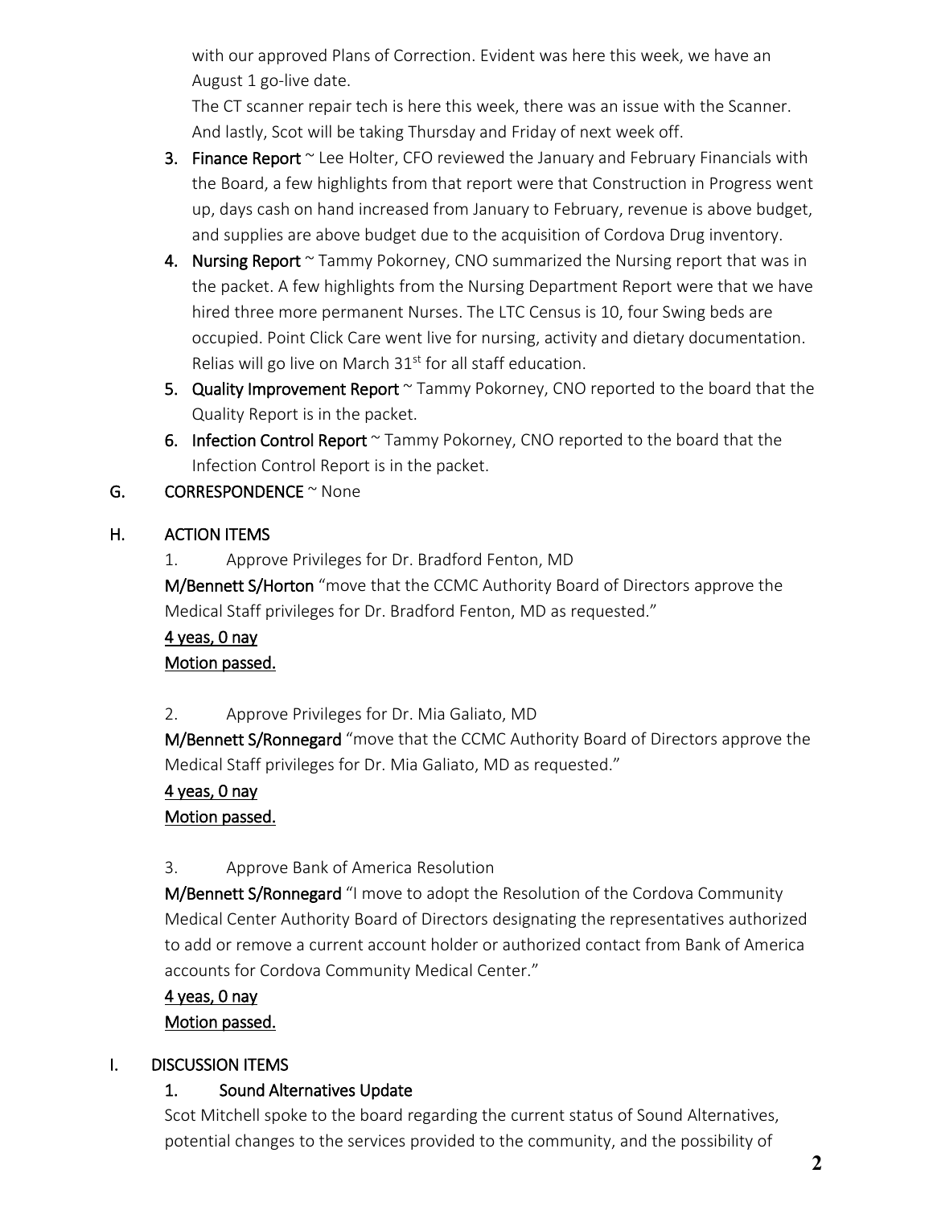with our approved Plans of Correction. Evident was here this week, we have an August 1 go-live date.

The CT scanner repair tech is here this week, there was an issue with the Scanner. And lastly, Scot will be taking Thursday and Friday of next week off.

3. **Finance Report** ~ Lee Holter, CFO reviewed the January and February Financials with the Board, a few highlights from that report were that Construction in Progress went up, days cash on hand increased from January to February, revenue is above budget, and supplies are above budget due to the acquisition of Cordova Drug inventory.
4. **Nursing Report** ~ Tammy Pokorney, CNO summarized the Nursing report that was in the packet. A few highlights from the Nursing Department Report were that we have hired three more permanent Nurses. The LTC Census is 10, four Swing beds are occupied. Point Click Care went live for nursing, activity and dietary documentation. Relias will go live on March 31st for all staff education.
5. **Quality Improvement Report** ~ Tammy Pokorney, CNO reported to the board that the Quality Report is in the packet.
6. **Infection Control Report** ~ Tammy Pokorney, CNO reported to the board that the Infection Control Report is in the packet.

G. **CORRESPONDENCE** ~ None

H. **ACTION ITEMS**

1. Approve Privileges for Dr. Bradford Fenton, MD

**M/Bennett S/Horton** "move that the CCMC Authority Board of Directors approve the Medical Staff privileges for Dr. Bradford Fenton, MD as requested."

4 yeas, 0 nay

Motion passed.

2. Approve Privileges for Dr. Mia Galiato, MD

**M/Bennett S/Ronnegard** "move that the CCMC Authority Board of Directors approve the Medical Staff privileges for Dr. Mia Galiato, MD as requested."

4 yeas, 0 nay

Motion passed.

3. Approve Bank of America Resolution

**M/Bennett S/Ronnegard** "I move to adopt the Resolution of the Cordova Community Medical Center Authority Board of Directors designating the representatives authorized to add or remove a current account holder or authorized contact from Bank of America accounts for Cordova Community Medical Center."

4 yeas, 0 nay

Motion passed.

I. **DISCUSSION ITEMS**

1. **Sound Alternatives Update**

Scot Mitchell spoke to the board regarding the current status of Sound Alternatives, potential changes to the services provided to the community, and the possibility of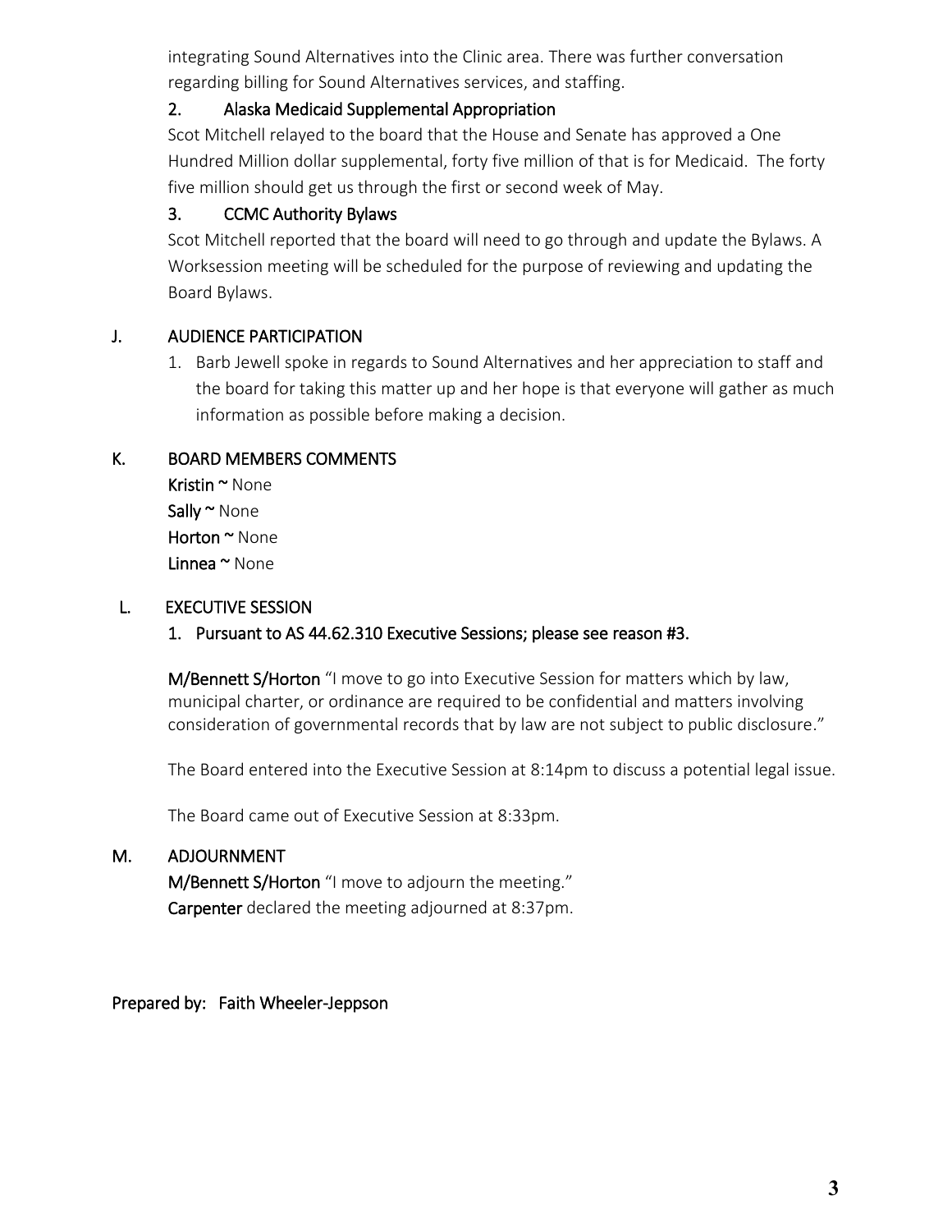integrating Sound Alternatives into the Clinic area. There was further conversation regarding billing for Sound Alternatives services, and staffing.

2. **Alaska Medicaid Supplemental Appropriation**

Scot Mitchell relayed to the board that the House and Senate has approved a One Hundred Million dollar supplemental, forty five million of that is for Medicaid. The forty five million should get us through the first or second week of May.

3. **CCMC Authority Bylaws**

Scot Mitchell reported that the board will need to go through and update the Bylaws. A Worksession meeting will be scheduled for the purpose of reviewing and updating the Board Bylaws.

## J. AUDIENCE PARTICIPATION

1. Barb Jewell spoke in regards to Sound Alternatives and her appreciation to staff and the board for taking this matter up and her hope is that everyone will gather as much information as possible before making a decision.

## K. BOARD MEMBERS COMMENTS

**Kristin** ~ None
**Sally** ~ None
**Horton** ~ None
**Linnea** ~ None

## L. EXECUTIVE SESSION

1. **Pursuant to AS 44.62.310 Executive Sessions; please see reason #3.**

**M/Bennett S/Horton** "I move to go into Executive Session for matters which by law, municipal charter, or ordinance are required to be confidential and matters involving consideration of governmental records that by law are not subject to public disclosure."

The Board entered into the Executive Session at 8:14pm to discuss a potential legal issue.

The Board came out of Executive Session at 8:33pm.

## M. ADJOURNMENT

**M/Bennett S/Horton** "I move to adjourn the meeting."
**Carpenter** declared the meeting adjourned at 8:37pm.

**Prepared by:** Faith Wheeler-Jeppson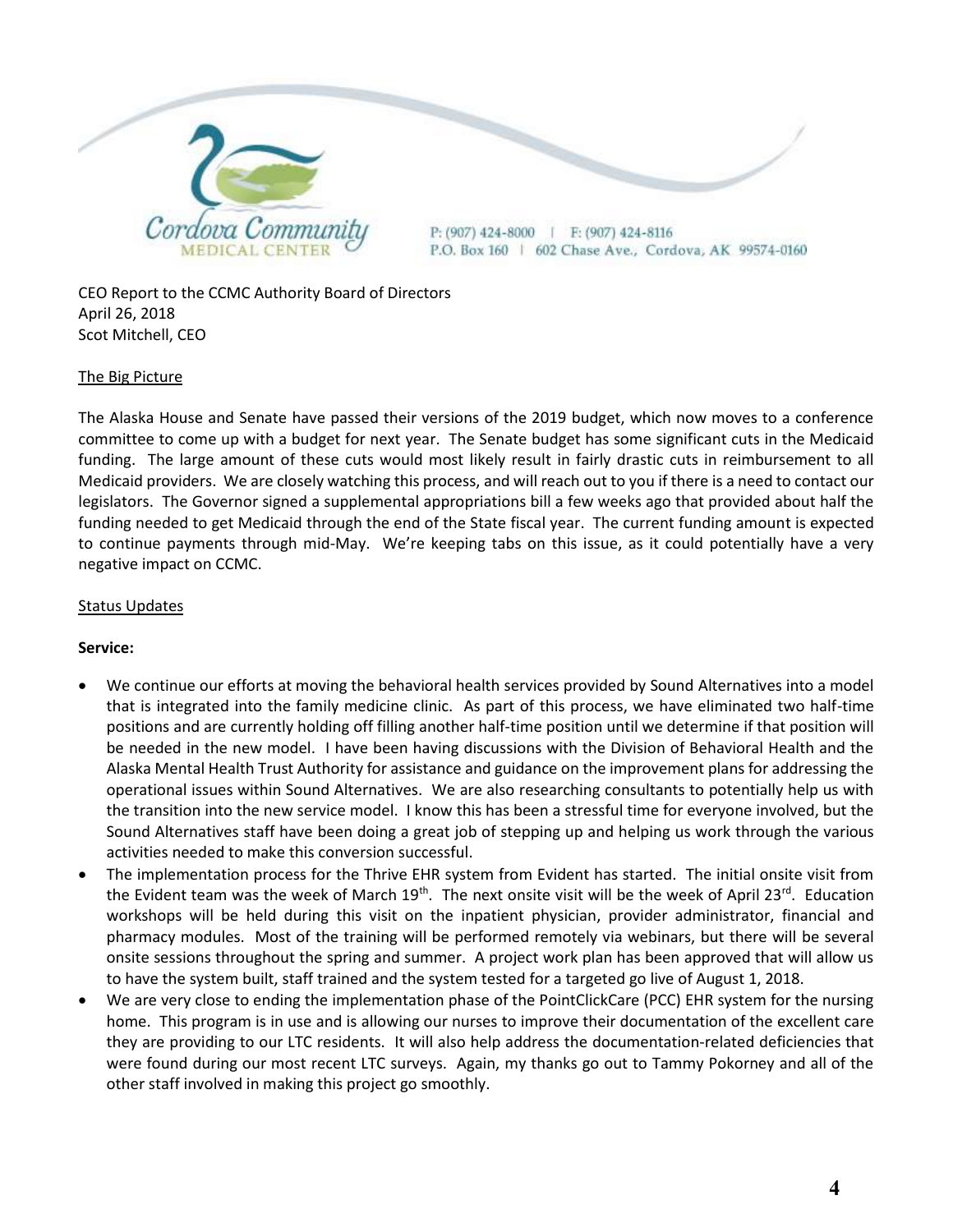Cordova Community
MEDICAL CENTER

P: (907) 424-8000 | F: (907) 424-8116
P.O. Box 160 | 602 Chase Ave., Cordova, AK 99574-0160

CEO Report to the CCMC Authority Board of Directors
April 26, 2018
Scot Mitchell, CEO

## The Big Picture

The Alaska House and Senate have passed their versions of the 2019 budget, which now moves to a conference committee to come up with a budget for next year. The Senate budget has some significant cuts in the Medicaid funding. The large amount of these cuts would most likely result in fairly drastic cuts in reimbursement to all Medicaid providers. We are closely watching this process, and will reach out to you if there is a need to contact our legislators. The Governor signed a supplemental appropriations bill a few weeks ago that provided about half the funding needed to get Medicaid through the end of the State fiscal year. The current funding amount is expected to continue payments through mid-May. We're keeping tabs on this issue, as it could potentially have a very negative impact on CCMC.

## Status Updates

**Service:**

- We continue our efforts at moving the behavioral health services provided by Sound Alternatives into a model that is integrated into the family medicine clinic. As part of this process, we have eliminated two half-time positions and are currently holding off filling another half-time position until we determine if that position will be needed in the new model. I have been having discussions with the Division of Behavioral Health and the Alaska Mental Health Trust Authority for assistance and guidance on the improvement plans for addressing the operational issues within Sound Alternatives. We are also researching consultants to potentially help us with the transition into the new service model. I know this has been a stressful time for everyone involved, but the Sound Alternatives staff have been doing a great job of stepping up and helping us work through the various activities needed to make this conversion successful.
- The implementation process for the Thrive EHR system from Evident has started. The initial onsite visit from the Evident team was the week of March 19th. The next onsite visit will be the week of April 23rd. Education workshops will be held during this visit on the inpatient physician, provider administrator, financial and pharmacy modules. Most of the training will be performed remotely via webinars, but there will be several onsite sessions throughout the spring and summer. A project work plan has been approved that will allow us to have the system built, staff trained and the system tested for a targeted go live of August 1, 2018.
- We are very close to ending the implementation phase of the PointClickCare (PCC) EHR system for the nursing home. This program is in use and is allowing our nurses to improve their documentation of the excellent care they are providing to our LTC residents. It will also help address the documentation-related deficiencies that were found during our most recent LTC surveys. Again, my thanks go out to Tammy Pokorney and all of the other staff involved in making this project go smoothly.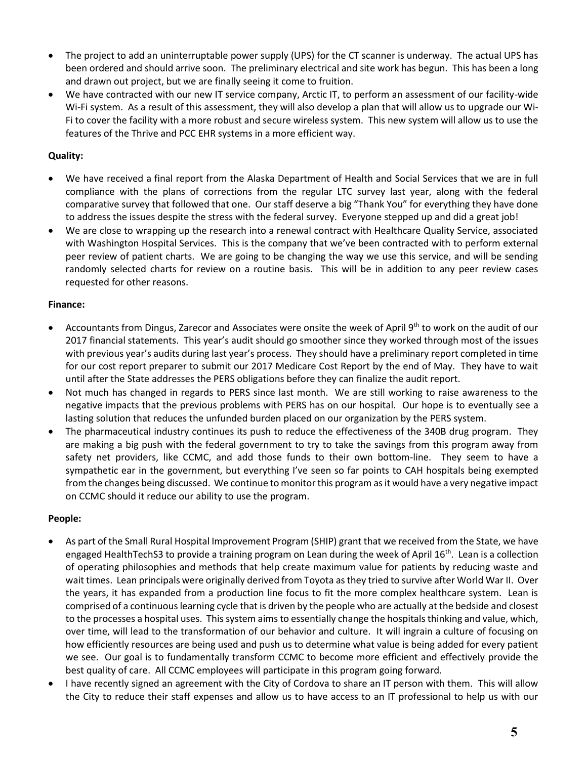- The project to add an uninterruptable power supply (UPS) for the CT scanner is underway. The actual UPS has been ordered and should arrive soon. The preliminary electrical and site work has begun. This has been a long and drawn out project, but we are finally seeing it come to fruition.
- We have contracted with our new IT service company, Arctic IT, to perform an assessment of our facility-wide Wi-Fi system. As a result of this assessment, they will also develop a plan that will allow us to upgrade our Wi-Fi to cover the facility with a more robust and secure wireless system. This new system will allow us to use the features of the Thrive and PCC EHR systems in a more efficient way.

**Quality:**

- We have received a final report from the Alaska Department of Health and Social Services that we are in full compliance with the plans of corrections from the regular LTC survey last year, along with the federal comparative survey that followed that one. Our staff deserve a big "Thank You" for everything they have done to address the issues despite the stress with the federal survey. Everyone stepped up and did a great job!
- We are close to wrapping up the research into a renewal contract with Healthcare Quality Service, associated with Washington Hospital Services. This is the company that we've been contracted with to perform external peer review of patient charts. We are going to be changing the way we use this service, and will be sending randomly selected charts for review on a routine basis. This will be in addition to any peer review cases requested for other reasons.

**Finance:**

- Accountants from Dingus, Zarecor and Associates were onsite the week of April 9th to work on the audit of our 2017 financial statements. This year's audit should go smoother since they worked through most of the issues with previous year's audits during last year's process. They should have a preliminary report completed in time for our cost report preparer to submit our 2017 Medicare Cost Report by the end of May. They have to wait until after the State addresses the PERS obligations before they can finalize the audit report.
- Not much has changed in regards to PERS since last month. We are still working to raise awareness to the negative impacts that the previous problems with PERS has on our hospital. Our hope is to eventually see a lasting solution that reduces the unfunded burden placed on our organization by the PERS system.
- The pharmaceutical industry continues its push to reduce the effectiveness of the 340B drug program. They are making a big push with the federal government to try to take the savings from this program away from safety net providers, like CCMC, and add those funds to their own bottom-line. They seem to have a sympathetic ear in the government, but everything I've seen so far points to CAH hospitals being exempted from the changes being discussed. We continue to monitor this program as it would have a very negative impact on CCMC should it reduce our ability to use the program.

**People:**

- As part of the Small Rural Hospital Improvement Program (SHIP) grant that we received from the State, we have engaged HealthTechS3 to provide a training program on Lean during the week of April 16th. Lean is a collection of operating philosophies and methods that help create maximum value for patients by reducing waste and wait times. Lean principals were originally derived from Toyota as they tried to survive after World War II. Over the years, it has expanded from a production line focus to fit the more complex healthcare system. Lean is comprised of a continuous learning cycle that is driven by the people who are actually at the bedside and closest to the processes a hospital uses. This system aims to essentially change the hospitals thinking and value, which, over time, will lead to the transformation of our behavior and culture. It will ingrain a culture of focusing on how efficiently resources are being used and push us to determine what value is being added for every patient we see. Our goal is to fundamentally transform CCMC to become more efficient and effectively provide the best quality of care. All CCMC employees will participate in this program going forward.
- I have recently signed an agreement with the City of Cordova to share an IT person with them. This will allow the City to reduce their staff expenses and allow us to have access to an IT professional to help us with our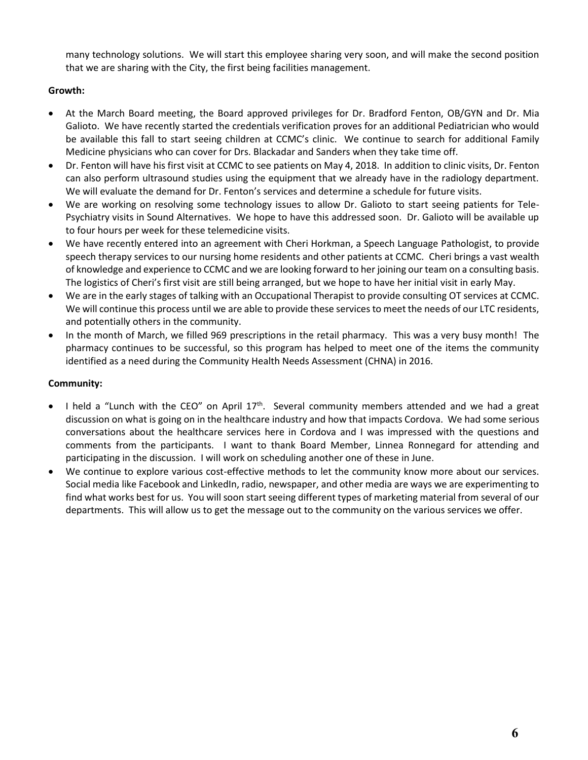many technology solutions. We will start this employee sharing very soon, and will make the second position that we are sharing with the City, the first being facilities management.

**Growth:**

- At the March Board meeting, the Board approved privileges for Dr. Bradford Fenton, OB/GYN and Dr. Mia Galioto. We have recently started the credentials verification proves for an additional Pediatrician who would be available this fall to start seeing children at CCMC's clinic. We continue to search for additional Family Medicine physicians who can cover for Drs. Blackadar and Sanders when they take time off.
- Dr. Fenton will have his first visit at CCMC to see patients on May 4, 2018. In addition to clinic visits, Dr. Fenton can also perform ultrasound studies using the equipment that we already have in the radiology department. We will evaluate the demand for Dr. Fenton's services and determine a schedule for future visits.
- We are working on resolving some technology issues to allow Dr. Galioto to start seeing patients for Tele-Psychiatry visits in Sound Alternatives. We hope to have this addressed soon. Dr. Galioto will be available up to four hours per week for these telemedicine visits.
- We have recently entered into an agreement with Cheri Horkman, a Speech Language Pathologist, to provide speech therapy services to our nursing home residents and other patients at CCMC. Cheri brings a vast wealth of knowledge and experience to CCMC and we are looking forward to her joining our team on a consulting basis. The logistics of Cheri's first visit are still being arranged, but we hope to have her initial visit in early May.
- We are in the early stages of talking with an Occupational Therapist to provide consulting OT services at CCMC. We will continue this process until we are able to provide these services to meet the needs of our LTC residents, and potentially others in the community.
- In the month of March, we filled 969 prescriptions in the retail pharmacy. This was a very busy month! The pharmacy continues to be successful, so this program has helped to meet one of the items the community identified as a need during the Community Health Needs Assessment (CHNA) in 2016.

**Community:**

- I held a "Lunch with the CEO" on April 17th. Several community members attended and we had a great discussion on what is going on in the healthcare industry and how that impacts Cordova. We had some serious conversations about the healthcare services here in Cordova and I was impressed with the questions and comments from the participants. I want to thank Board Member, Linnea Ronnegard for attending and participating in the discussion. I will work on scheduling another one of these in June.
- We continue to explore various cost-effective methods to let the community know more about our services. Social media like Facebook and LinkedIn, radio, newspaper, and other media are ways we are experimenting to find what works best for us. You will soon start seeing different types of marketing material from several of our departments. This will allow us to get the message out to the community on the various services we offer.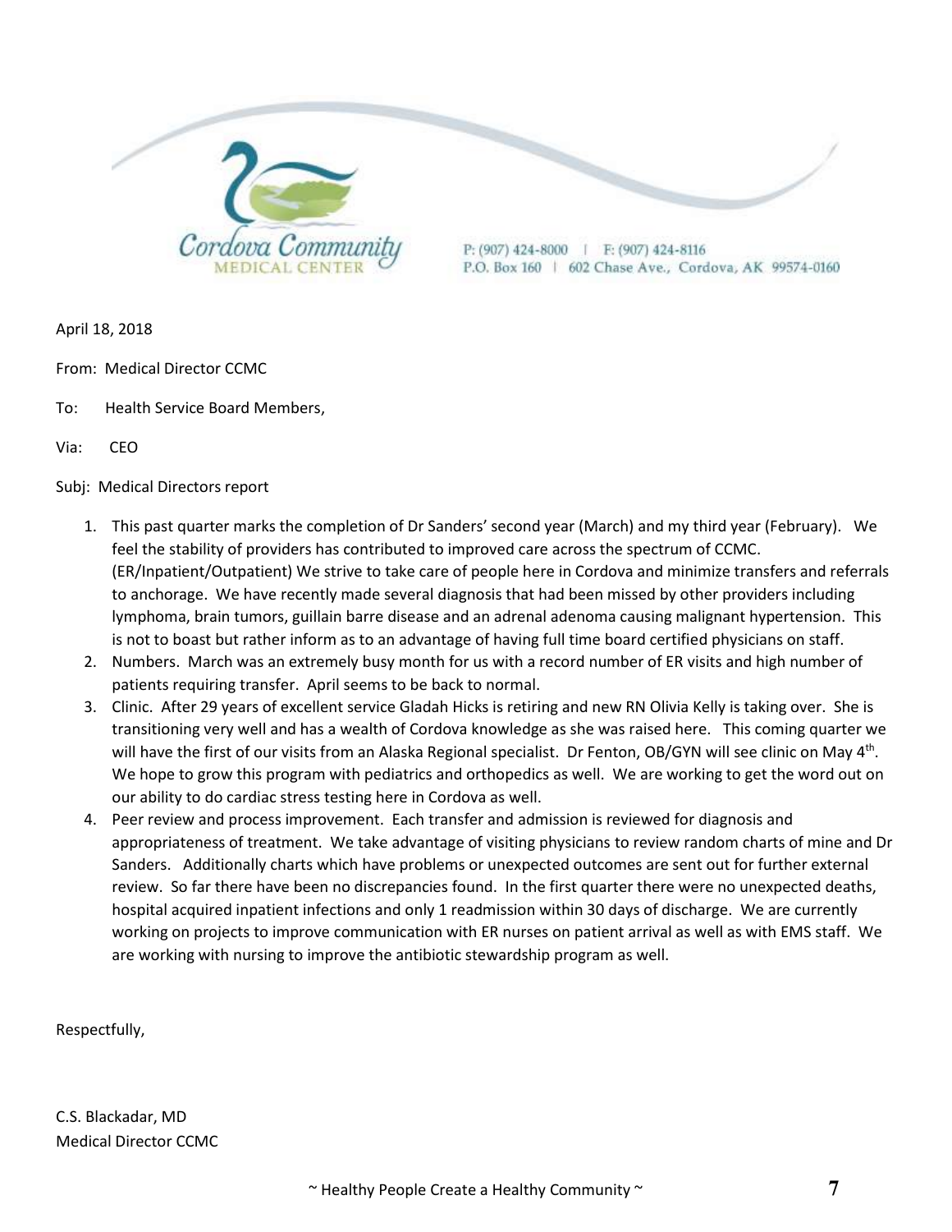Cordova Community MEDICAL CENTER

P: (907) 424-8000 | F: (907) 424-8116
P.O. Box 160 | 602 Chase Ave., Cordova, AK 99574-0160

April 18, 2018

From: Medical Director CCMC

To: Health Service Board Members,

Via: CEO

Subj: Medical Directors report

1. This past quarter marks the completion of Dr Sanders' second year (March) and my third year (February). We feel the stability of providers has contributed to improved care across the spectrum of CCMC. (ER/Inpatient/Outpatient) We strive to take care of people here in Cordova and minimize transfers and referrals to anchorage. We have recently made several diagnosis that had been missed by other providers including lymphoma, brain tumors, guillain barre disease and an adrenal adenoma causing malignant hypertension. This is not to boast but rather inform as to an advantage of having full time board certified physicians on staff.
2. Numbers. March was an extremely busy month for us with a record number of ER visits and high number of patients requiring transfer. April seems to be back to normal.
3. Clinic. After 29 years of excellent service Gladah Hicks is retiring and new RN Olivia Kelly is taking over. She is transitioning very well and has a wealth of Cordova knowledge as she was raised here. This coming quarter we will have the first of our visits from an Alaska Regional specialist. Dr Fenton, OB/GYN will see clinic on May 4th. We hope to grow this program with pediatrics and orthopedics as well. We are working to get the word out on our ability to do cardiac stress testing here in Cordova as well.
4. Peer review and process improvement. Each transfer and admission is reviewed for diagnosis and appropriateness of treatment. We take advantage of visiting physicians to review random charts of mine and Dr Sanders. Additionally charts which have problems or unexpected outcomes are sent out for further external review. So far there have been no discrepancies found. In the first quarter there were no unexpected deaths, hospital acquired inpatient infections and only 1 readmission within 30 days of discharge. We are currently working on projects to improve communication with ER nurses on patient arrival as well as with EMS staff. We are working with nursing to improve the antibiotic stewardship program as well.

Respectfully,

C.S. Blackadar, MD
Medical Director CCMC

~ Healthy People Create a Healthy Community ~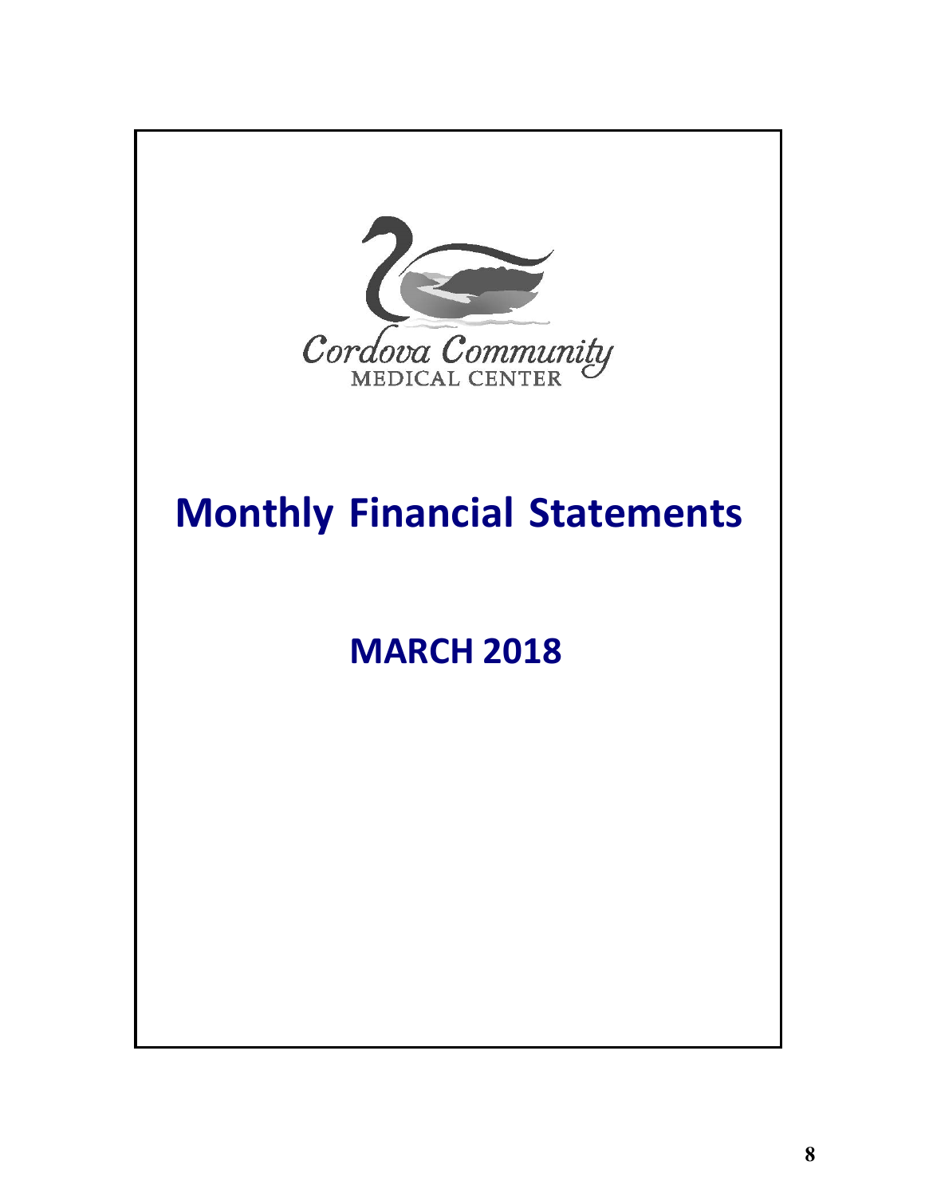Cordova Community MEDICAL CENTER

# Monthly Financial Statements

# MARCH 2018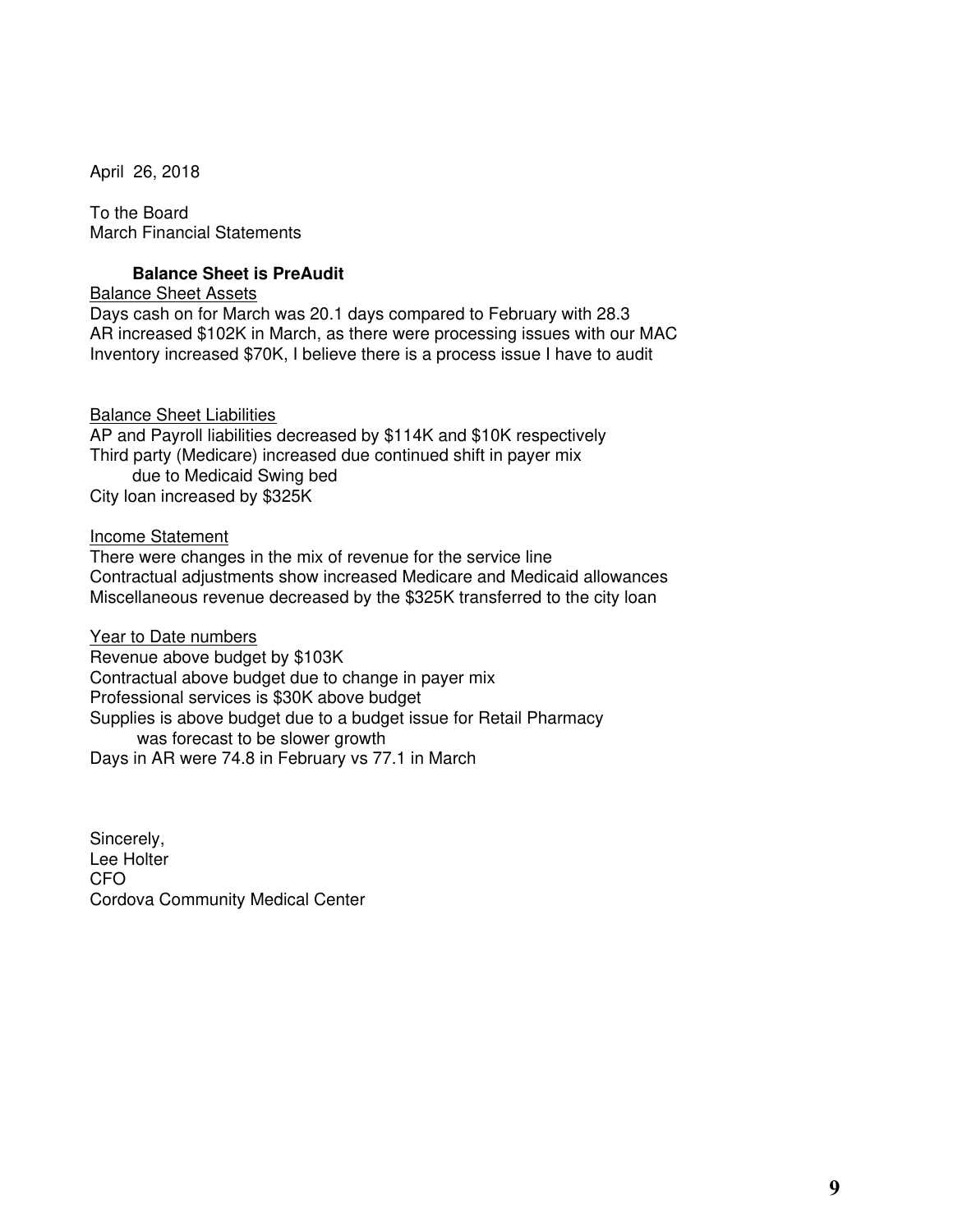April 26, 2018

To the Board
March Financial Statements

**Balance Sheet is PreAudit**

<u>Balance Sheet Assets</u>

Days cash on for March was 20.1 days compared to February with 28.3
AR increased $102K in March, as there were processing issues with our MAC
Inventory increased $70K, I believe there is a process issue I have to audit

<u>Balance Sheet Liabilities</u>

AP and Payroll liabilities decreased by $114K and $10K respectively
Third party (Medicare) increased due continued shift in payer mix
due to Medicaid Swing bed
City loan increased by $325K

<u>Income Statement</u>

There were changes in the mix of revenue for the service line
Contractual adjustments show increased Medicare and Medicaid allowances
Miscellaneous revenue decreased by the $325K transferred to the city loan

<u>Year to Date numbers</u>

Revenue above budget by $103K
Contractual above budget due to change in payer mix
Professional services is $30K above budget
Supplies is above budget due to a budget issue for Retail Pharmacy
was forecast to be slower growth
Days in AR were 74.8 in February vs 77.1 in March

Sincerely,
Lee Holter
CFO
Cordova Community Medical Center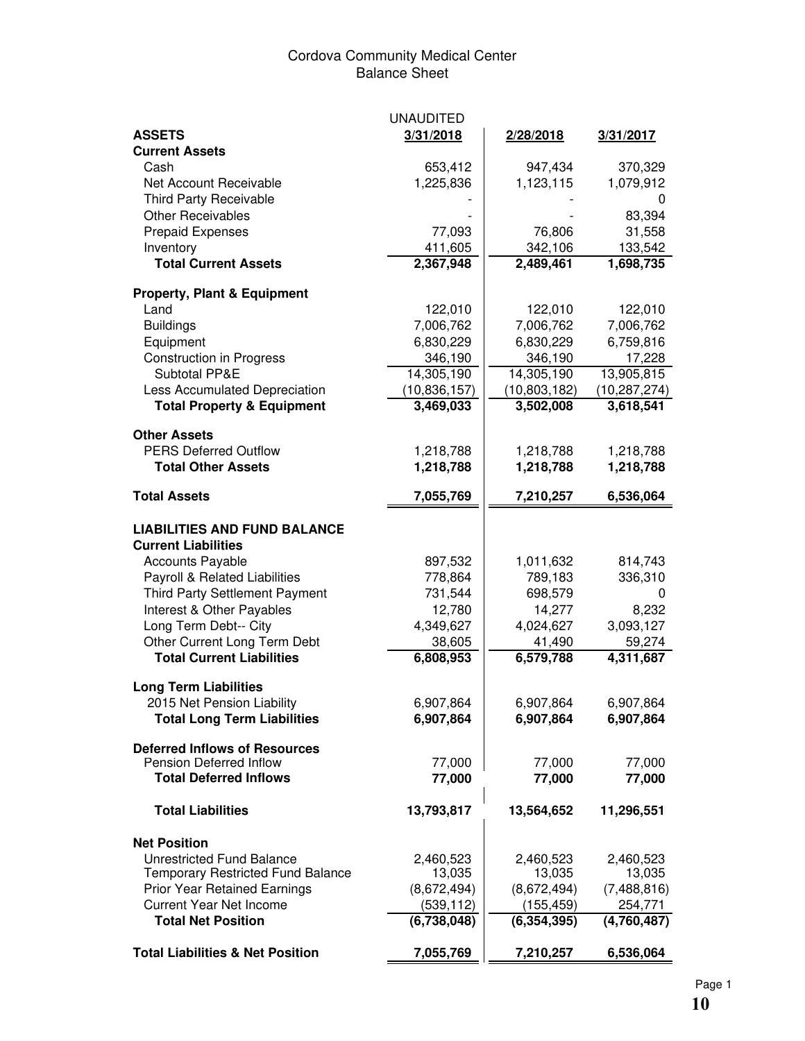# Cordova Community Medical Center
## Balance Sheet

| | UNAUDITED 3/31/2018 | 2/28/2018 | 3/31/2017 |
|---|---|---|---|
| **ASSETS** | | | |
| **Current Assets** | | | |
| Cash | 653,412 | 947,434 | 370,329 |
| Net Account Receivable | 1,225,836 | 1,123,115 | 1,079,912 |
| Third Party Receivable | - | - | 0 |
| Other Receivables | - | - | 83,394 |
| Prepaid Expenses | 77,093 | 76,806 | 31,558 |
| Inventory | 411,605 | 342,106 | 133,542 |
| **Total Current Assets** | **2,367,948** | **2,489,461** | **1,698,735** |
| **Property, Plant & Equipment** | | | |
| Land | 122,010 | 122,010 | 122,010 |
| Buildings | 7,006,762 | 7,006,762 | 7,006,762 |
| Equipment | 6,830,229 | 6,830,229 | 6,759,816 |
| Construction in Progress | 346,190 | 346,190 | 17,228 |
| Subtotal PP&E | 14,305,190 | 14,305,190 | 13,905,815 |
| Less Accumulated Depreciation | (10,836,157) | (10,803,182) | (10,287,274) |
| **Total Property & Equipment** | **3,469,033** | **3,502,008** | **3,618,541** |
| **Other Assets** | | | |
| PERS Deferred Outflow | 1,218,788 | 1,218,788 | 1,218,788 |
| **Total Other Assets** | **1,218,788** | **1,218,788** | **1,218,788** |
| **Total Assets** | **7,055,769** | **7,210,257** | **6,536,064** |
| **LIABILITIES AND FUND BALANCE** | | | |
| **Current Liabilities** | | | |
| Accounts Payable | 897,532 | 1,011,632 | 814,743 |
| Payroll & Related Liabilities | 778,864 | 789,183 | 336,310 |
| Third Party Settlement Payment | 731,544 | 698,579 | 0 |
| Interest & Other Payables | 12,780 | 14,277 | 8,232 |
| Long Term Debt-- City | 4,349,627 | 4,024,627 | 3,093,127 |
| Other Current Long Term Debt | 38,605 | 41,490 | 59,274 |
| **Total Current Liabilities** | **6,808,953** | **6,579,788** | **4,311,687** |
| **Long Term Liabilities** | | | |
| 2015 Net Pension Liability | 6,907,864 | 6,907,864 | 6,907,864 |
| **Total Long Term Liabilities** | **6,907,864** | **6,907,864** | **6,907,864** |
| **Deferred Inflows of Resources** | | | |
| Pension Deferred Inflow | 77,000 | 77,000 | 77,000 |
| **Total Deferred Inflows** | **77,000** | **77,000** | **77,000** |
| **Total Liabilities** | **13,793,817** | **13,564,652** | **11,296,551** |
| **Net Position** | | | |
| Unrestricted Fund Balance | 2,460,523 | 2,460,523 | 2,460,523 |
| Temporary Restricted Fund Balance | 13,035 | 13,035 | 13,035 |
| Prior Year Retained Earnings | (8,672,494) | (8,672,494) | (7,488,816) |
| Current Year Net Income | (539,112) | (155,459) | 254,771 |
| **Total Net Position** | **(6,738,048)** | **(6,354,395)** | **(4,760,487)** |
| **Total Liabilities & Net Position** | **7,055,769** | **7,210,257** | **6,536,064** |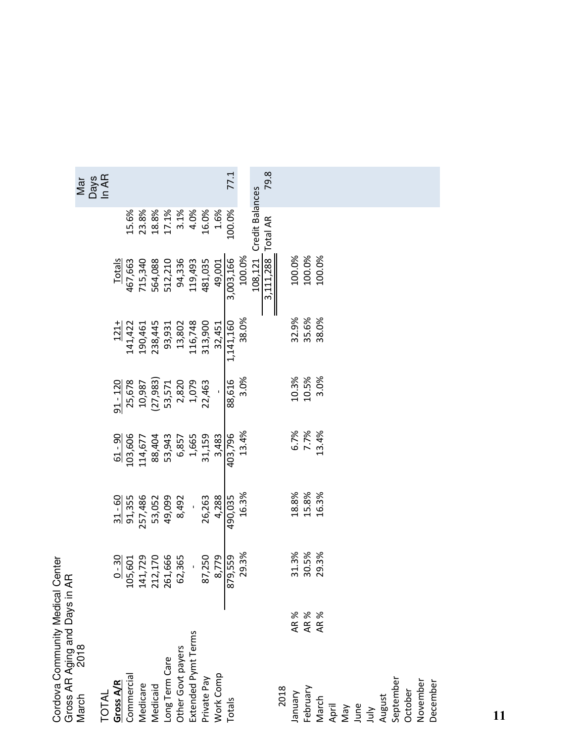Cordova Community Medical Center
Gross AR Aging and Days in AR
March 2018

TOTAL

| Gross A/R | 0 - 30 | 31 - 60 | 61 - 90 | 91 - 120 | 121+ | Totals | | Mar Days In AR |
|---|---|---|---|---|---|---|---|---|
| Commercial | 105,601 | 91,355 | 103,606 | 25,678 | 141,422 | 467,663 | 15.6% | |
| Medicare | 141,729 | 257,486 | 114,677 | 10,987 | 190,461 | 715,340 | 23.8% | |
| Medicaid | 212,170 | 53,052 | 88,404 | (27,983) | 238,445 | 564,088 | 18.8% | |
| Long Term Care | 261,666 | 49,099 | 53,943 | 53,571 | 93,931 | 512,210 | 17.1% | |
| Other Govt payers | 62,365 | 8,492 | 6,857 | 2,820 | 13,802 | 94,336 | 3.1% | |
| Extended Pymt Terms | - | - | 1,665 | 1,079 | 116,748 | 119,493 | 4.0% | |
| Private Pay | 87,250 | 26,263 | 31,159 | 22,463 | 313,900 | 481,035 | 16.0% | |
| Work Comp | 8,779 | 4,288 | 3,483 | - | 32,451 | 49,001 | 1.6% | |
| Totals | 879,559 | 490,035 | 403,796 | 88,616 | 1,141,160 | 3,003,166 | 100.0% | 77.1 |
| | 29.3% | 16.3% | 13.4% | 3.0% | 38.0% | 100.0% | | |
| | | | | | | 108,121 | Credit Balances | |
| | | | | | | 3,111,288 | Total AR | 79.8 |

| 2018 | | 0 - 30 | 31 - 60 | 61 - 90 | 91 - 120 | 121+ | Totals |
|---|---|---|---|---|---|---|---|
| January | AR % | 31.3% | 18.8% | 6.7% | 10.3% | 32.9% | 100.0% |
| February | AR % | 30.5% | 15.8% | 7.7% | 10.5% | 35.6% | 100.0% |
| March | AR % | 29.3% | 16.3% | 13.4% | 3.0% | 38.0% | 100.0% |
| April | | | | | | | |
| May | | | | | | | |
| June | | | | | | | |
| July | | | | | | | |
| August | | | | | | | |
| September | | | | | | | |
| October | | | | | | | |
| November | | | | | | | |
| December | | | | | | | |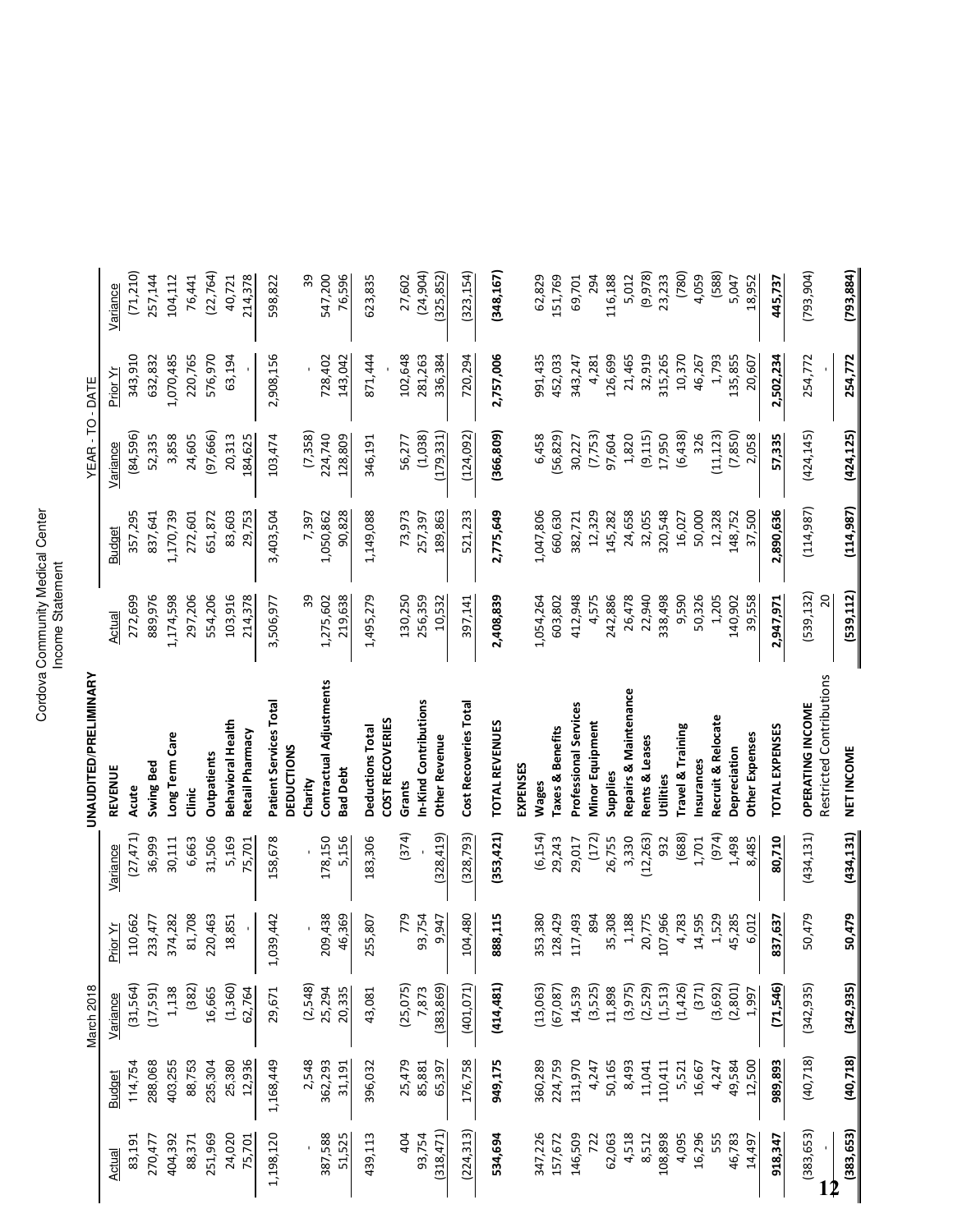# Cordova Community Medical Center
## Income Statement

UNAUDITED/PRELIMINARY

| March 2018 | | | | | YEAR - TO - DATE | | | |
|---|---|---|---|---|---|---|---|---|
| Actual | Budget | Variance | Prior Yr | Variance | | Actual | Budget | Variance | Prior Yr | Variance |

| Actual | Budget | Variance | Prior Yr | Variance | | Actual | Budget | Variance | Prior Yr | Variance |
|---|---|---|---|---|---|---|---|---|---|---|
| | | | | | **REVENUE** | | | | | |
| 83,191 | 114,754 | (31,564) | 110,662 | (27,471) | **Acute** | 272,699 | 357,295 | (84,596) | 343,910 | (71,210) |
| 270,477 | 288,068 | (17,591) | 233,477 | 36,999 | **Swing Bed** | 889,976 | 837,641 | 52,335 | 632,832 | 257,144 |
| 404,392 | 403,255 | 1,138 | 374,282 | 30,111 | **Long Term Care** | 1,174,598 | 1,170,739 | 3,858 | 1,070,485 | 104,112 |
| 88,371 | 88,753 | (382) | 81,708 | 6,663 | **Clinic** | 297,206 | 272,601 | 24,605 | 220,765 | 76,441 |
| 251,969 | 235,304 | 16,665 | 220,463 | 31,506 | **Outpatients** | 554,206 | 651,872 | (97,666) | 576,970 | (22,764) |
| 24,020 | 25,380 | (1,360) | 18,851 | 5,169 | **Behavioral Health** | 103,916 | 83,603 | 20,313 | 63,194 | 40,721 |
| 75,701 | 12,936 | 62,764 | - | 75,701 | **Retail Pharmacy** | 214,378 | 29,753 | 184,625 | - | 214,378 |
| 1,198,120 | 1,168,449 | 29,671 | 1,039,442 | 158,678 | **Patient Services Total** | 3,506,977 | 3,403,504 | 103,474 | 2,908,156 | 598,822 |
| | | | | | **DEDUCTIONS** | | | | | |
| - | 2,548 | (2,548) | - | - | **Charity** | 39 | 7,397 | (7,358) | - | 39 |
| 387,588 | 362,293 | 25,294 | 209,438 | 178,150 | **Contractual Adjustments** | 1,275,602 | 1,050,862 | 224,740 | 728,402 | 547,200 |
| 51,525 | 31,191 | 20,335 | 46,369 | 5,156 | **Bad Debt** | 219,638 | 90,828 | 128,809 | 143,042 | 76,596 |
| 439,113 | 396,032 | 43,081 | 255,807 | 183,306 | **Deductions Total** | 1,495,279 | 1,149,088 | 346,191 | 871,444 | 623,835 |
| | | | | | **COST RECOVERIES** | | | | - | |
| 404 | 25,479 | (25,075) | 779 | (374) | **Grants** | 130,250 | 73,973 | 56,277 | 102,648 | 27,602 |
| 93,754 | 85,881 | 7,873 | 93,754 | - | **In-Kind Contributions** | 256,359 | 257,397 | (1,038) | 281,263 | (24,904) |
| (318,471) | 65,397 | (383,869) | 9,947 | (328,419) | **Other Revenue** | 10,532 | 189,863 | (179,331) | 336,384 | (325,852) |
| (224,313) | 176,758 | (401,071) | 104,480 | (328,793) | **Cost Recoveries Total** | 397,141 | 521,233 | (124,092) | 720,294 | (323,154) |
| **534,694** | **949,175** | **(414,481)** | **888,115** | **(353,421)** | **TOTAL REVENUES** | **2,408,839** | **2,775,649** | **(366,809)** | **2,757,006** | **(348,167)** |
| | | | | | **EXPENSES** | | | | | |
| 347,226 | 360,289 | (13,063) | 353,380 | (6,154) | **Wages** | 1,054,264 | 1,047,806 | 6,458 | 991,435 | 62,829 |
| 157,672 | 224,759 | (67,087) | 128,429 | 29,243 | **Taxes & Benefits** | 603,802 | 660,630 | (56,829) | 452,033 | 151,769 |
| 146,509 | 131,970 | 14,539 | 117,493 | 29,017 | **Professional Services** | 412,948 | 382,721 | 30,227 | 343,247 | 69,701 |
| 722 | 4,247 | (3,525) | 894 | (172) | **Minor Equipment** | 4,575 | 12,329 | (7,753) | 4,281 | 294 |
| 62,063 | 50,165 | 11,898 | 35,308 | 26,755 | **Supplies** | 242,886 | 145,282 | 97,604 | 126,699 | 116,188 |
| 4,518 | 8,493 | (3,975) | 1,188 | 3,330 | **Repairs & Maintenance** | 26,478 | 24,658 | 1,820 | 21,465 | 5,012 |
| 8,512 | 11,041 | (2,529) | 20,775 | (12,263) | **Rents & Leases** | 22,940 | 32,055 | (9,115) | 32,919 | (9,978) |
| 108,898 | 110,411 | (1,513) | 107,966 | 932 | **Utilities** | 338,498 | 320,548 | 17,950 | 315,265 | 23,233 |
| 4,095 | 5,521 | (1,426) | 4,783 | (688) | **Travel & Training** | 9,590 | 16,027 | (6,438) | 10,370 | (780) |
| 16,296 | 16,667 | (371) | 14,595 | 1,701 | **Insurances** | 50,326 | 50,000 | 326 | 46,267 | 4,059 |
| 555 | 4,247 | (3,692) | 1,529 | (974) | **Recruit & Relocate** | 1,205 | 12,328 | (11,123) | 1,793 | (588) |
| 46,783 | 49,584 | (2,801) | 45,285 | 1,498 | **Depreciation** | 140,902 | 148,752 | (7,850) | 135,855 | 5,047 |
| 14,497 | 12,500 | 1,997 | 6,012 | 8,485 | **Other Expenses** | 39,558 | 37,500 | 2,058 | 20,607 | 18,952 |
| **918,347** | **989,893** | **(71,546)** | **837,637** | **80,710** | **TOTAL EXPENSES** | **2,947,971** | **2,890,636** | **57,335** | **2,502,234** | **445,737** |
| (383,653) | (40,718) | (342,935) | 50,479 | (434,131) | **OPERATING INCOME** | (539,132) | (114,987) | (424,145) | 254,772 | (793,904) |
| - | | | | | Restricted Contributions | 20 | | | - | |
| **(383,653)** | **(40,718)** | **(342,935)** | **50,479** | **(434,131)** | **NET INCOME** | **(539,112)** | **(114,987)** | **(424,125)** | **254,772** | **(793,884)** |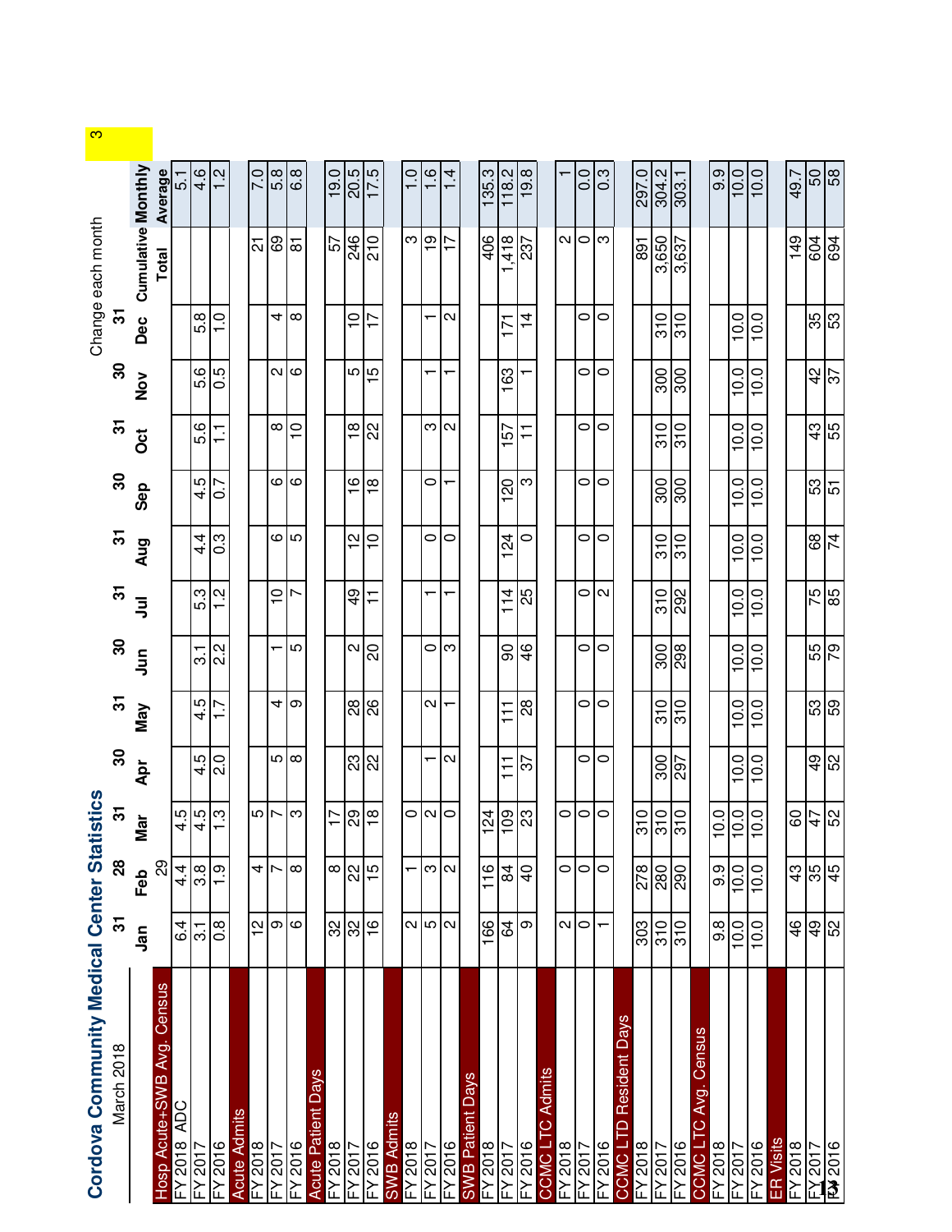# Cordova Community Medical Center Statistics

March 2018

Change each month

| | Jan | Feb | Mar | Apr | May | Jun | Jul | Aug | Sep | Oct | Nov | Dec | Cumulative Total | Monthly Average |
|---|---|---|---|---|---|---|---|---|---|---|---|---|---|---|
| | 31 | 28 | 31 | 30 | 31 | 30 | 31 | 31 | 30 | 31 | 30 | 31 | | 3 |
| | | 29 | | | | | | | | | | | | |
| **Hosp Acute+SWB Avg. Census** | | | | | | | | | | | | | | |
| FY 2018 ADC | 6.4 | 4.4 | 4.5 | | | | | | | | | | | 5.1 |
| FY 2017 | 3.1 | 3.8 | 4.5 | 4.5 | 4.5 | 3.1 | 5.3 | 4.4 | 4.5 | 5.6 | 5.6 | 5.8 | | 4.6 |
| FY 2016 | 0.8 | 1.9 | 1.3 | 2.0 | 1.7 | 2.2 | 1.2 | 0.3 | 0.7 | 1.1 | 0.5 | 1.0 | | 1.2 |
| **Acute Admits** | | | | | | | | | | | | | | |
| FY 2018 | 12 | 4 | 5 | | | | | | | | | | 21 | 7.0 |
| FY 2017 | 9 | 7 | 7 | 5 | 4 | 1 | 10 | 6 | 6 | 8 | 2 | 4 | 69 | 5.8 |
| FY 2016 | 6 | 8 | 3 | 8 | 9 | 5 | 7 | 5 | 6 | 10 | 6 | 8 | 81 | 6.8 |
| **Acute Patient Days** | | | | | | | | | | | | | | |
| FY 2018 | 32 | 8 | 17 | | | | | | | | | | 57 | 19.0 |
| FY 2017 | 32 | 22 | 29 | 23 | 28 | 2 | 49 | 12 | 16 | 18 | 5 | 10 | 246 | 20.5 |
| FY 2016 | 16 | 15 | 18 | 22 | 26 | 20 | 11 | 10 | 18 | 22 | 15 | 17 | 210 | 17.5 |
| **SWB Admits** | | | | | | | | | | | | | | |
| FY 2018 | 2 | 1 | 0 | | | | | | | | | | 3 | 1.0 |
| FY 2017 | 5 | 3 | 2 | 1 | 2 | 0 | 1 | 0 | 0 | 3 | 1 | 1 | 19 | 1.6 |
| FY 2016 | 2 | 2 | 0 | 2 | 1 | 3 | 1 | 0 | 1 | 2 | 1 | 2 | 17 | 1.4 |
| **SWB Patient Days** | | | | | | | | | | | | | | |
| FY 2018 | 166 | 116 | 124 | | | | | | | | | | 406 | 135.3 |
| FY 2017 | 64 | 84 | 109 | 111 | 111 | 90 | 114 | 124 | 120 | 157 | 163 | 171 | 1,418 | 118.2 |
| FY 2016 | 9 | 40 | 23 | 37 | 28 | 46 | 25 | 0 | 3 | 11 | 1 | 14 | 237 | 19.8 |
| **CCMC LTC Admits** | | | | | | | | | | | | | | |
| FY 2018 | 2 | 0 | 0 | | | | | | | | | | 2 | 1 |
| FY 2017 | 0 | 0 | 0 | 0 | 0 | 0 | 0 | 0 | 0 | 0 | 0 | 0 | 0 | 0.0 |
| FY 2016 | 1 | 0 | 0 | 0 | 0 | 0 | 2 | 0 | 0 | 0 | 0 | 0 | 3 | 0.3 |
| **CCMC LTD Resident Days** | | | | | | | | | | | | | | |
| FY 2018 | 303 | 278 | 310 | | | | | | | | | | 891 | 297.0 |
| FY 2017 | 310 | 280 | 310 | 300 | 310 | 300 | 310 | 310 | 300 | 310 | 300 | 310 | 3,650 | 304.2 |
| FY 2016 | 310 | 290 | 310 | 297 | 310 | 298 | 292 | 310 | 300 | 310 | 300 | 310 | 3,637 | 303.1 |
| **CCMC LTC Avg. Census** | | | | | | | | | | | | | | |
| FY 2018 | 9.8 | 9.9 | 10.0 | | | | | | | | | | | 9.9 |
| FY 2017 | 10.0 | 10.0 | 10.0 | 10.0 | 10.0 | 10.0 | 10.0 | 10.0 | 10.0 | 10.0 | 10.0 | 10.0 | | 10.0 |
| FY 2016 | 10.0 | 10.0 | 10.0 | 10.0 | 10.0 | 10.0 | 10.0 | 10.0 | 10.0 | 10.0 | 10.0 | 10.0 | | 10.0 |
| **ER Visits** | | | | | | | | | | | | | | |
| FY 2018 | 46 | 43 | 60 | | | | | | | | | | 149 | 49.7 |
| FY 2017 | 49 | 35 | 47 | 49 | 53 | 55 | 75 | 68 | 53 | 43 | 42 | 35 | 604 | 50 |
| FY 2016 | 52 | 45 | 52 | 52 | 59 | 79 | 85 | 74 | 51 | 55 | 37 | 53 | 694 | 58 |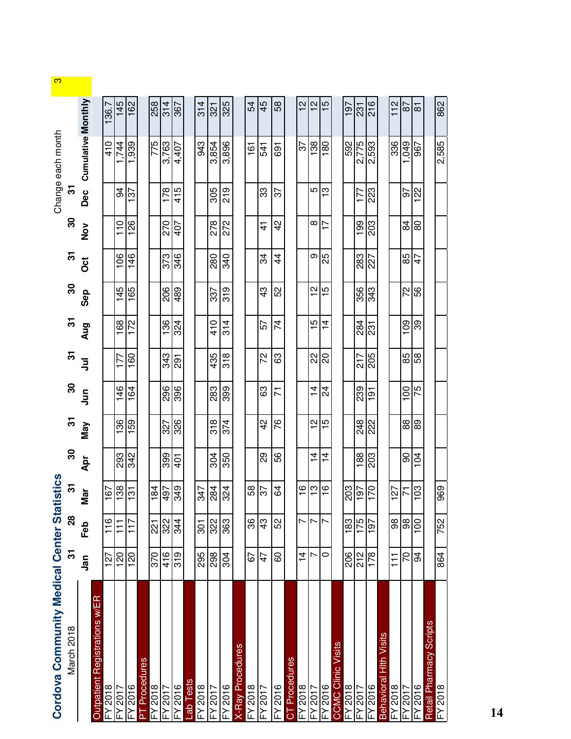# Cordova Community Medical Center Statistics

March 2018

Change each month: 3

| | Jan | Feb | Mar | Apr | May | Jun | Jul | Aug | Sep | Oct | Nov | Dec | Cumulative | Monthly |
|---|---|---|---|---|---|---|---|---|---|---|---|---|---|---|
| | 31 | 28 | 31 | 30 | 31 | 30 | 31 | 31 | 30 | 31 | 30 | 31 | | |
| **Outpatient Registrations w/ER** | | | | | | | | | | | | | | |
| FY 2018 | 127 | 116 | 167 | | | | | | | | | | 410 | 136.7 |
| FY 2017 | 120 | 111 | 138 | 293 | 136 | 146 | 177 | 168 | 145 | 106 | 110 | 94 | 1,744 | 145 |
| FY 2016 | 120 | 117 | 131 | 342 | 159 | 164 | 160 | 172 | 165 | 146 | 126 | 137 | 1,939 | 162 |
| **PT Procedures** | | | | | | | | | | | | | | |
| FY 2018 | 370 | 221 | 184 | | | | | | | | | | 775 | 258 |
| FY 2017 | 416 | 322 | 497 | 399 | 327 | 296 | 343 | 136 | 206 | 373 | 270 | 178 | 3,763 | 314 |
| FY 2016 | 319 | 344 | 349 | 401 | 326 | 396 | 291 | 324 | 489 | 346 | 407 | 415 | 4,407 | 367 |
| **Lab Tests** | | | | | | | | | | | | | | |
| FY 2018 | 295 | 301 | 347 | | | | | | | | | | 943 | 314 |
| FY 2017 | 298 | 322 | 284 | 304 | 318 | 283 | 435 | 410 | 337 | 280 | 278 | 305 | 3,854 | 321 |
| FY 2016 | 304 | 363 | 324 | 350 | 374 | 399 | 318 | 314 | 319 | 340 | 272 | 219 | 3,896 | 325 |
| **X-Ray Procedures** | | | | | | | | | | | | | | |
| FY 2018 | 67 | 36 | 58 | | | | | | | | | | 161 | 54 |
| FY 2017 | 47 | 43 | 37 | 29 | 42 | 63 | 72 | 57 | 43 | 34 | 41 | 33 | 541 | 45 |
| FY 2016 | 60 | 52 | 64 | 56 | 76 | 71 | 63 | 74 | 52 | 44 | 42 | 37 | 691 | 58 |
| **CT Procedures** | | | | | | | | | | | | | | |
| FY 2018 | 14 | 7 | 16 | | | | | | | | | | 37 | 12 |
| FY 2017 | 7 | 7 | 13 | 14 | 12 | 14 | 22 | 15 | 12 | 9 | 8 | 5 | 138 | 12 |
| FY 2016 | 0 | 7 | 16 | 14 | 15 | 24 | 20 | 14 | 15 | 25 | 17 | 13 | 180 | 15 |
| **CCMC Clinic Visits** | | | | | | | | | | | | | | |
| FY 2018 | 206 | 183 | 203 | | | | | | | | | | 592 | 197 |
| FY 2017 | 212 | 175 | 197 | 188 | 248 | 239 | 217 | 284 | 356 | 283 | 199 | 177 | 2,775 | 231 |
| FY 2016 | 178 | 197 | 170 | 203 | 222 | 191 | 205 | 231 | 343 | 227 | 203 | 223 | 2,593 | 216 |
| **Behavioral Hlth Visits** | | | | | | | | | | | | | | |
| FY 2018 | 111 | 98 | 127 | | | | | | | | | | 336 | 112 |
| FY 2017 | 70 | 98 | 71 | 90 | 88 | 100 | 85 | 109 | 72 | 85 | 84 | 97 | 1,049 | 87 |
| FY 2016 | 94 | 100 | 103 | 104 | 89 | 75 | 58 | 39 | 56 | 47 | 80 | 122 | 967 | 81 |
| **Retail Pharmacy Scripts** | | | | | | | | | | | | | | |
| FY 2018 | 864 | 752 | 969 | | | | | | | | | | 2,585 | 862 |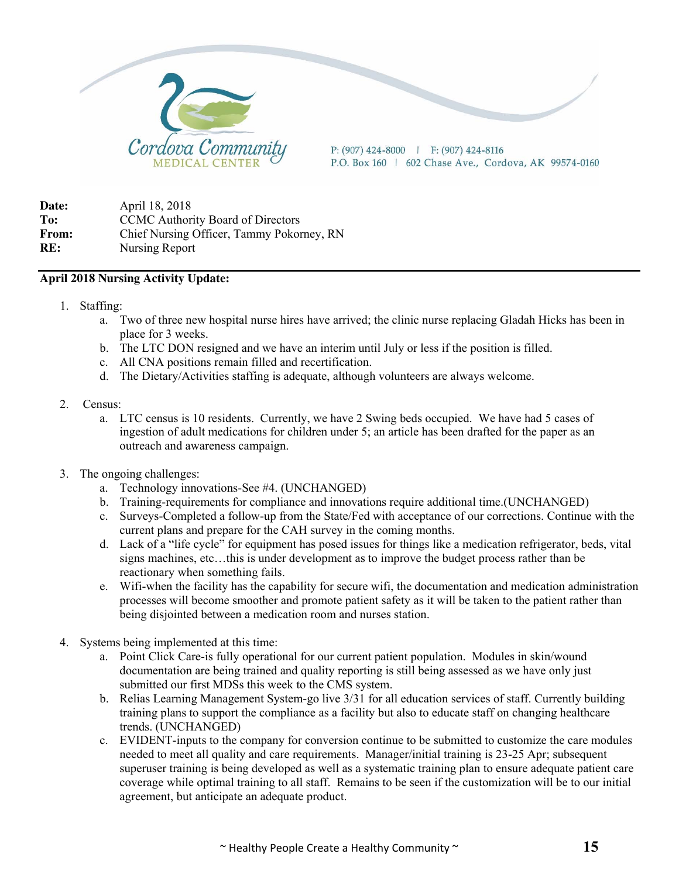Cordova Community MEDICAL CENTER

P: (907) 424-8000 | F: (907) 424-8116
P.O. Box 160 | 602 Chase Ave., Cordova, AK 99574-0160

**Date:** April 18, 2018
**To:** CCMC Authority Board of Directors
**From:** Chief Nursing Officer, Tammy Pokorney, RN
**RE:** Nursing Report

**April 2018 Nursing Activity Update:**

1. Staffing:
   a. Two of three new hospital nurse hires have arrived; the clinic nurse replacing Gladah Hicks has been in place for 3 weeks.
   b. The LTC DON resigned and we have an interim until July or less if the position is filled.
   c. All CNA positions remain filled and recertification.
   d. The Dietary/Activities staffing is adequate, although volunteers are always welcome.

2. Census:
   a. LTC census is 10 residents. Currently, we have 2 Swing beds occupied. We have had 5 cases of ingestion of adult medications for children under 5; an article has been drafted for the paper as an outreach and awareness campaign.

3. The ongoing challenges:
   a. Technology innovations-See #4. (UNCHANGED)
   b. Training-requirements for compliance and innovations require additional time.(UNCHANGED)
   c. Surveys-Completed a follow-up from the State/Fed with acceptance of our corrections. Continue with the current plans and prepare for the CAH survey in the coming months.
   d. Lack of a "life cycle" for equipment has posed issues for things like a medication refrigerator, beds, vital signs machines, etc…this is under development as to improve the budget process rather than be reactionary when something fails.
   e. Wifi-when the facility has the capability for secure wifi, the documentation and medication administration processes will become smoother and promote patient safety as it will be taken to the patient rather than being disjointed between a medication room and nurses station.

4. Systems being implemented at this time:
   a. Point Click Care-is fully operational for our current patient population. Modules in skin/wound documentation are being trained and quality reporting is still being assessed as we have only just submitted our first MDSs this week to the CMS system.
   b. Relias Learning Management System-go live 3/31 for all education services of staff. Currently building training plans to support the compliance as a facility but also to educate staff on changing healthcare trends. (UNCHANGED)
   c. EVIDENT-inputs to the company for conversion continue to be submitted to customize the care modules needed to meet all quality and care requirements. Manager/initial training is 23-25 Apr; subsequent superuser training is being developed as well as a systematic training plan to ensure adequate patient care coverage while optimal training to all staff. Remains to be seen if the customization will be to our initial agreement, but anticipate an adequate product.

~ Healthy People Create a Healthy Community ~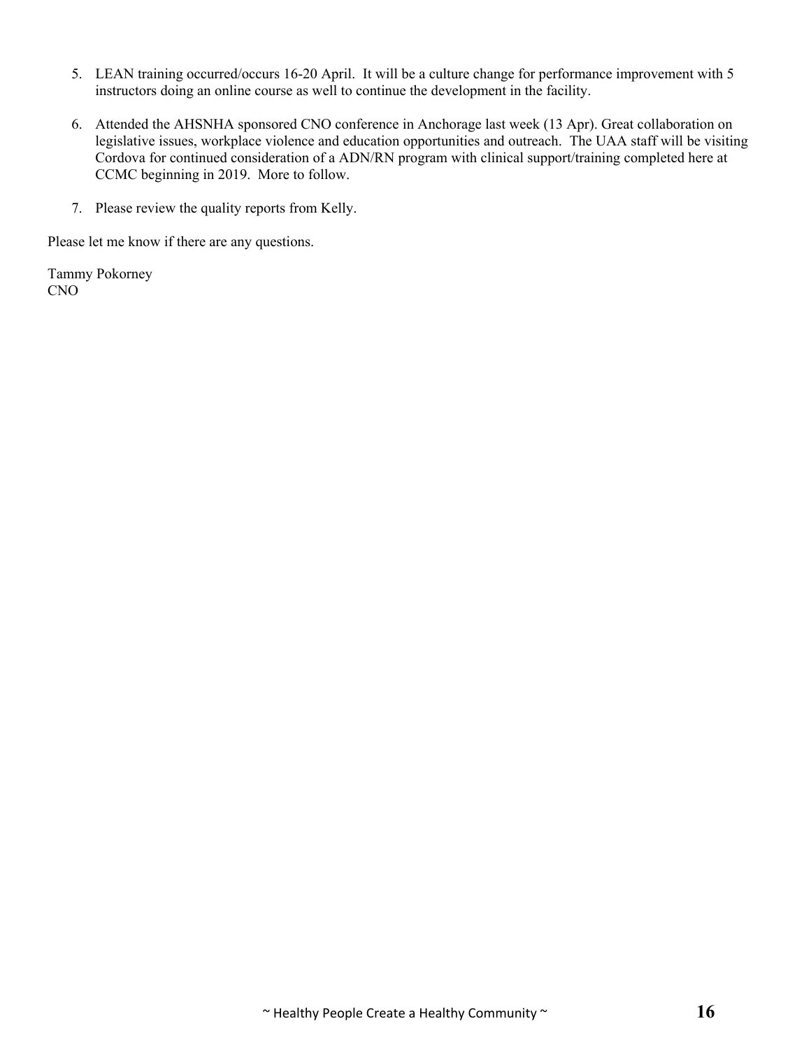5. LEAN training occurred/occurs 16-20 April.  It will be a culture change for performance improvement with 5 instructors doing an online course as well to continue the development in the facility.

6. Attended the AHSNHA sponsored CNO conference in Anchorage last week (13 Apr). Great collaboration on legislative issues, workplace violence and education opportunities and outreach.  The UAA staff will be visiting Cordova for continued consideration of a ADN/RN program with clinical support/training completed here at CCMC beginning in 2019.  More to follow.

7. Please review the quality reports from Kelly.

Please let me know if there are any questions.

Tammy Pokorney
CNO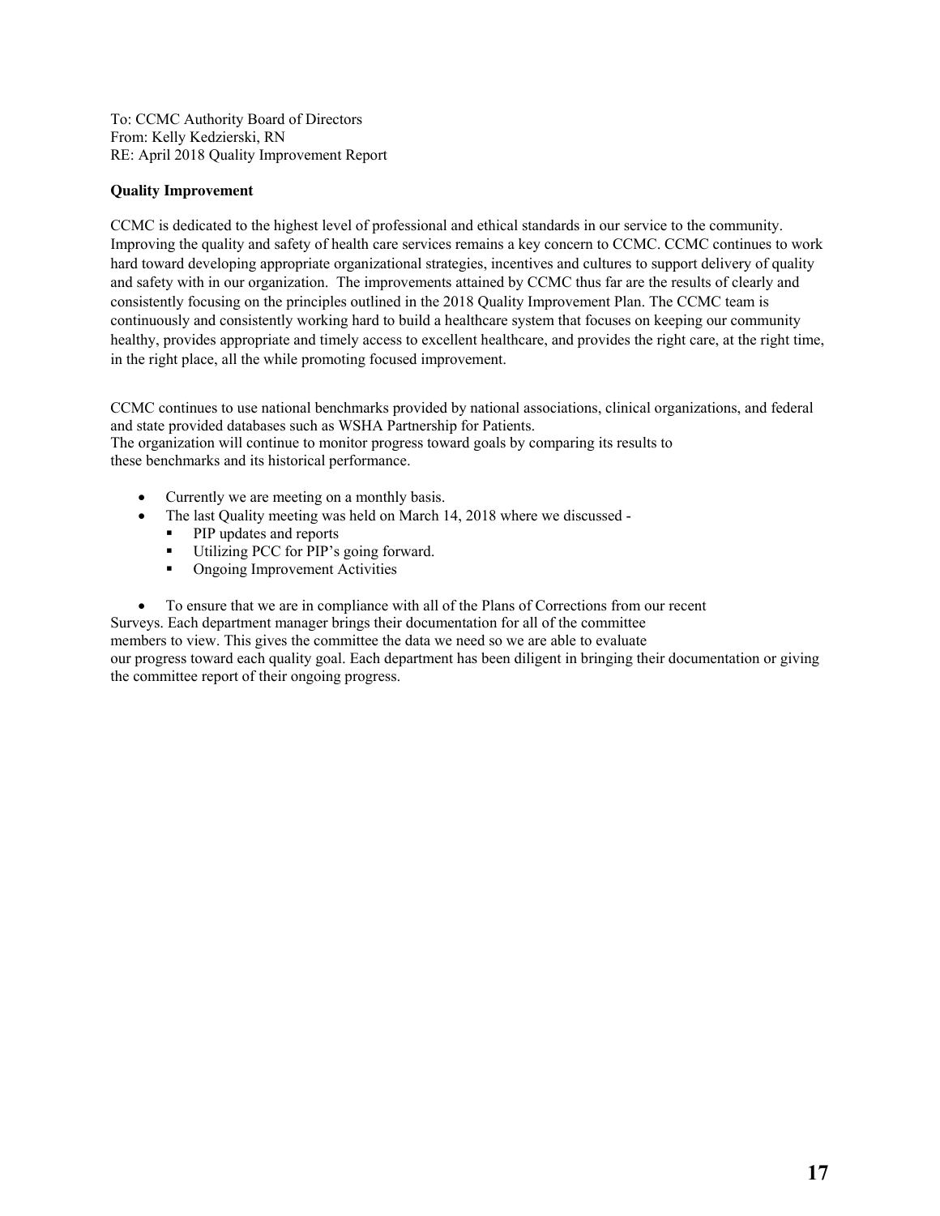To: CCMC Authority Board of Directors
From: Kelly Kedzierski, RN
RE: April 2018 Quality Improvement Report

**Quality Improvement**

CCMC is dedicated to the highest level of professional and ethical standards in our service to the community. Improving the quality and safety of health care services remains a key concern to CCMC. CCMC continues to work hard toward developing appropriate organizational strategies, incentives and cultures to support delivery of quality and safety with in our organization. The improvements attained by CCMC thus far are the results of clearly and consistently focusing on the principles outlined in the 2018 Quality Improvement Plan. The CCMC team is continuously and consistently working hard to build a healthcare system that focuses on keeping our community healthy, provides appropriate and timely access to excellent healthcare, and provides the right care, at the right time, in the right place, all the while promoting focused improvement.

CCMC continues to use national benchmarks provided by national associations, clinical organizations, and federal and state provided databases such as WSHA Partnership for Patients.
The organization will continue to monitor progress toward goals by comparing its results to these benchmarks and its historical performance.

- Currently we are meeting on a monthly basis.
- The last Quality meeting was held on March 14, 2018 where we discussed -
  - PIP updates and reports
  - Utilizing PCC for PIP's going forward.
  - Ongoing Improvement Activities

- To ensure that we are in compliance with all of the Plans of Corrections from our recent Surveys. Each department manager brings their documentation for all of the committee members to view. This gives the committee the data we need so we are able to evaluate our progress toward each quality goal. Each department has been diligent in bringing their documentation or giving the committee report of their ongoing progress.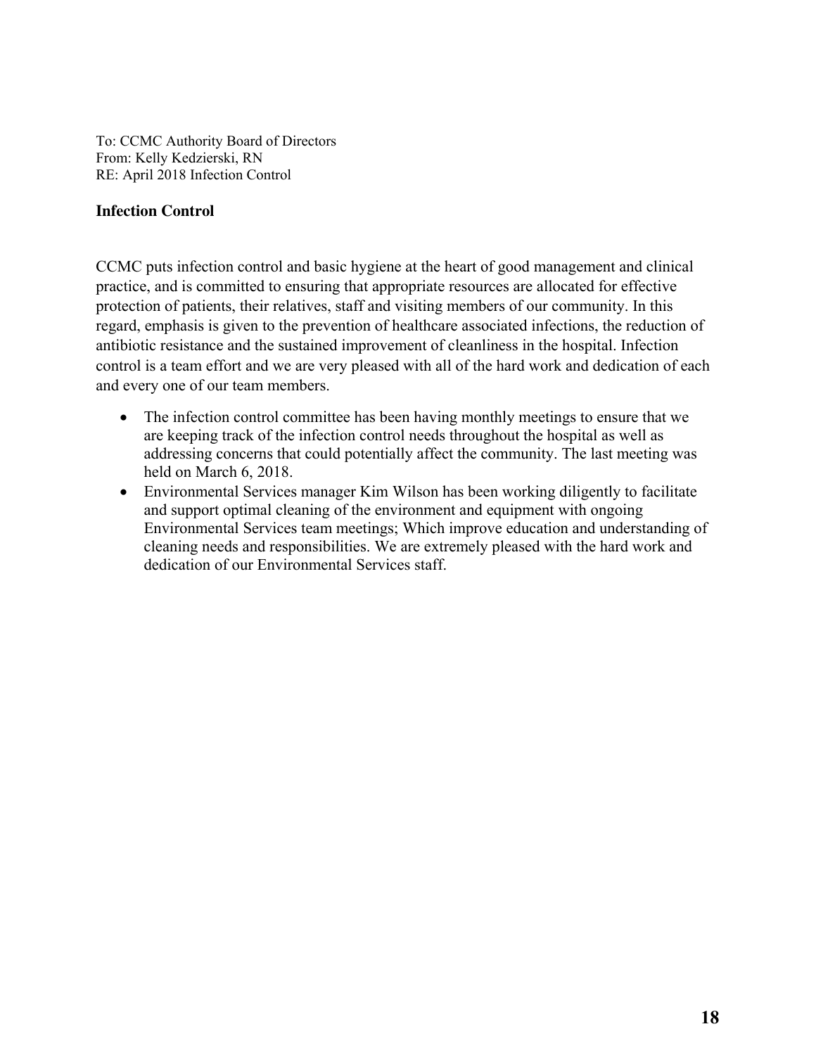To: CCMC Authority Board of Directors
From: Kelly Kedzierski, RN
RE: April 2018 Infection Control

**Infection Control**

CCMC puts infection control and basic hygiene at the heart of good management and clinical practice, and is committed to ensuring that appropriate resources are allocated for effective protection of patients, their relatives, staff and visiting members of our community. In this regard, emphasis is given to the prevention of healthcare associated infections, the reduction of antibiotic resistance and the sustained improvement of cleanliness in the hospital. Infection control is a team effort and we are very pleased with all of the hard work and dedication of each and every one of our team members.

- The infection control committee has been having monthly meetings to ensure that we are keeping track of the infection control needs throughout the hospital as well as addressing concerns that could potentially affect the community. The last meeting was held on March 6, 2018.
- Environmental Services manager Kim Wilson has been working diligently to facilitate and support optimal cleaning of the environment and equipment with ongoing Environmental Services team meetings; Which improve education and understanding of cleaning needs and responsibilities. We are extremely pleased with the hard work and dedication of our Environmental Services staff.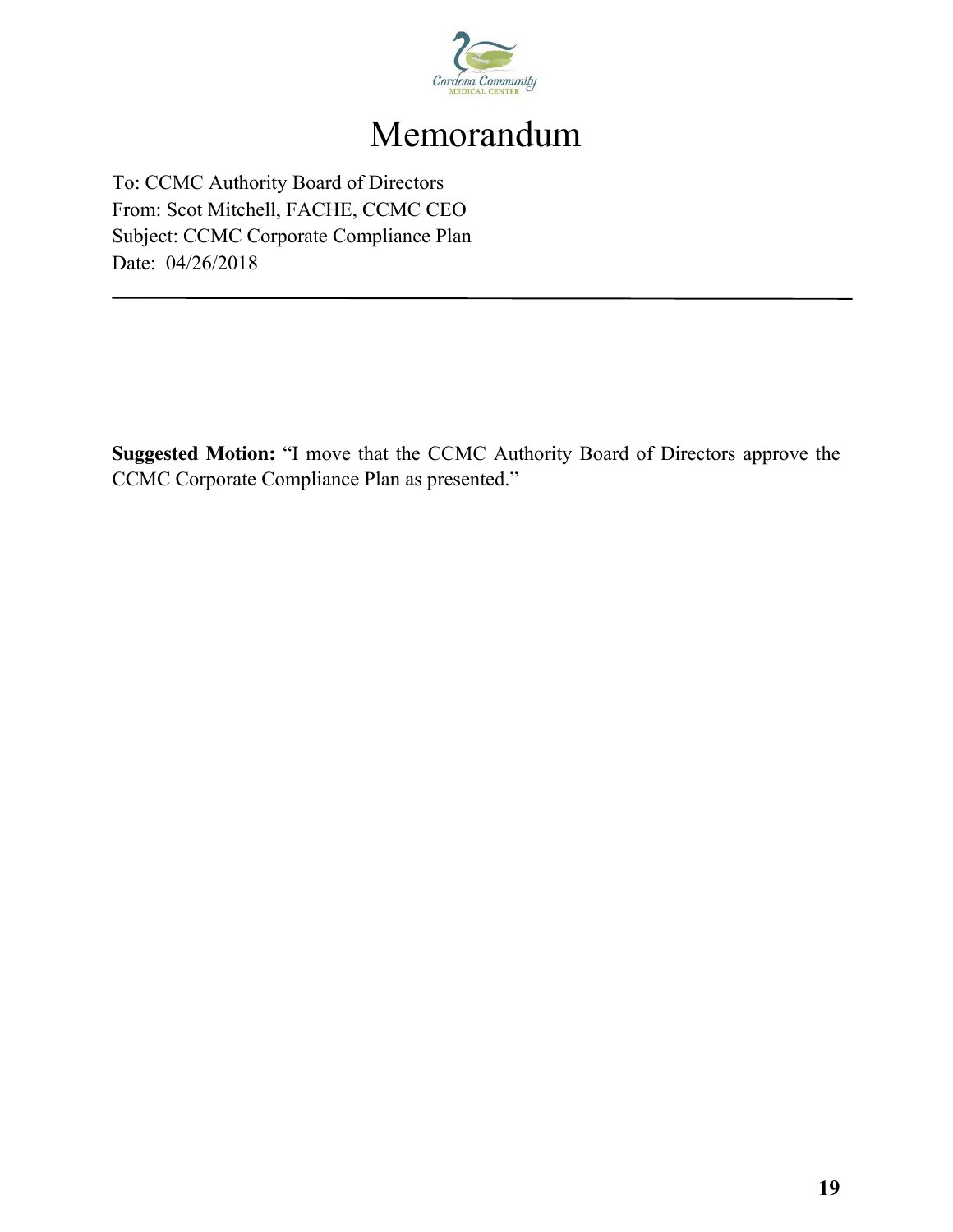# Memorandum

To: CCMC Authority Board of Directors
From: Scot Mitchell, FACHE, CCMC CEO
Subject: CCMC Corporate Compliance Plan
Date: 04/26/2018

---

**Suggested Motion:** "I move that the CCMC Authority Board of Directors approve the CCMC Corporate Compliance Plan as presented."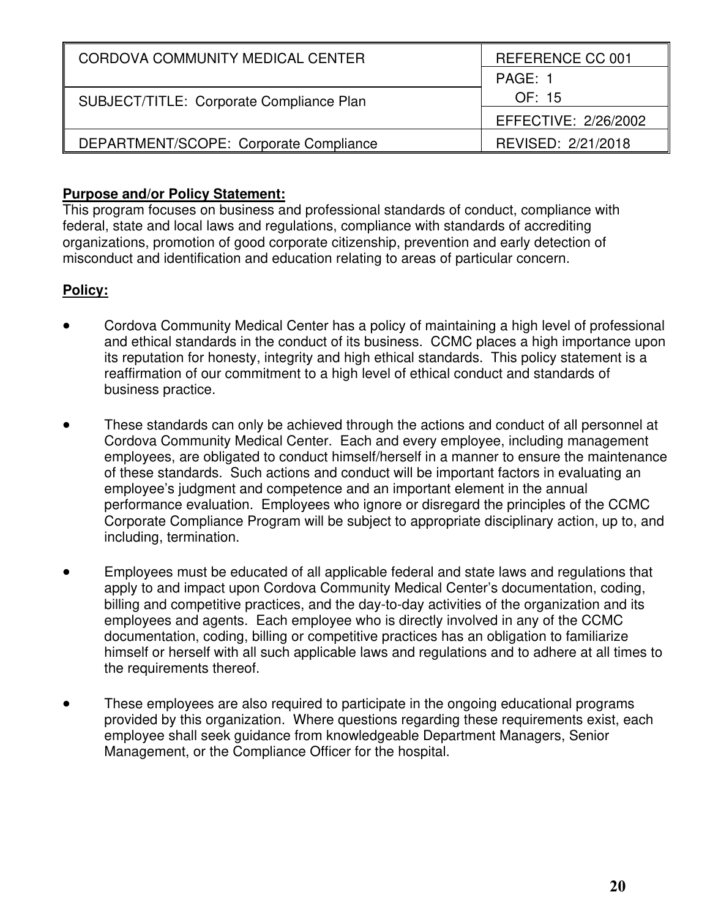| CORDOVA COMMUNITY MEDICAL CENTER | REFERENCE CC 001 |
|---|---|
| SUBJECT/TITLE: Corporate Compliance Plan | PAGE: 1 OF: 15 |
| | EFFECTIVE: 2/26/2002 |
| DEPARTMENT/SCOPE: Corporate Compliance | REVISED: 2/21/2018 |

**Purpose and/or Policy Statement:**
This program focuses on business and professional standards of conduct, compliance with federal, state and local laws and regulations, compliance with standards of accrediting organizations, promotion of good corporate citizenship, prevention and early detection of misconduct and identification and education relating to areas of particular concern.

**Policy:**

- Cordova Community Medical Center has a policy of maintaining a high level of professional and ethical standards in the conduct of its business. CCMC places a high importance upon its reputation for honesty, integrity and high ethical standards. This policy statement is a reaffirmation of our commitment to a high level of ethical conduct and standards of business practice.

- These standards can only be achieved through the actions and conduct of all personnel at Cordova Community Medical Center. Each and every employee, including management employees, are obligated to conduct himself/herself in a manner to ensure the maintenance of these standards. Such actions and conduct will be important factors in evaluating an employee's judgment and competence and an important element in the annual performance evaluation. Employees who ignore or disregard the principles of the CCMC Corporate Compliance Program will be subject to appropriate disciplinary action, up to, and including, termination.

- Employees must be educated of all applicable federal and state laws and regulations that apply to and impact upon Cordova Community Medical Center's documentation, coding, billing and competitive practices, and the day-to-day activities of the organization and its employees and agents. Each employee who is directly involved in any of the CCMC documentation, coding, billing or competitive practices has an obligation to familiarize himself or herself with all such applicable laws and regulations and to adhere at all times to the requirements thereof.

- These employees are also required to participate in the ongoing educational programs provided by this organization. Where questions regarding these requirements exist, each employee shall seek guidance from knowledgeable Department Managers, Senior Management, or the Compliance Officer for the hospital.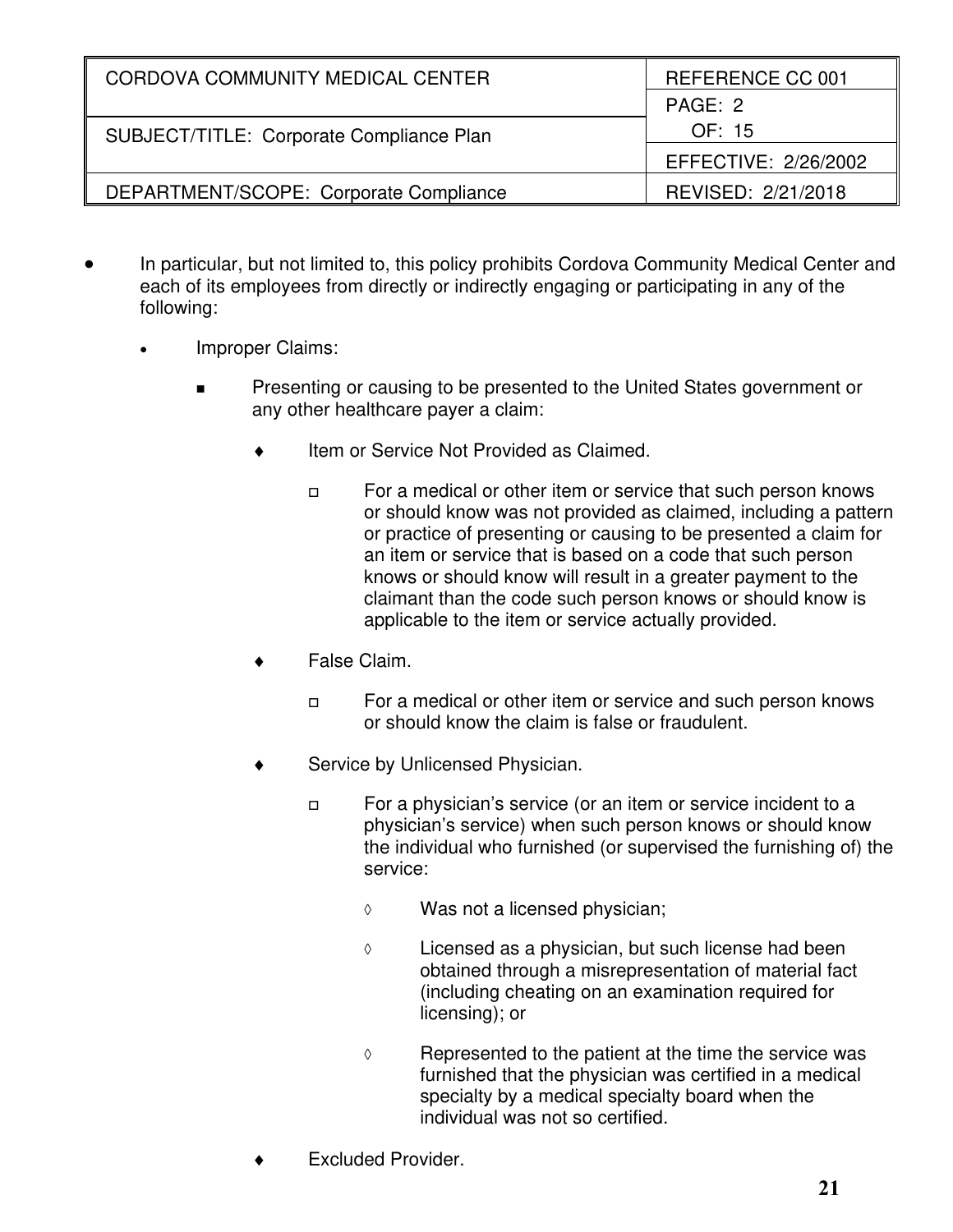- In particular, but not limited to, this policy prohibits Cordova Community Medical Center and each of its employees from directly or indirectly engaging or participating in any of the following:

  - Improper Claims:

    - Presenting or causing to be presented to the United States government or any other healthcare payer a claim:

      - Item or Service Not Provided as Claimed.

        - For a medical or other item or service that such person knows or should know was not provided as claimed, including a pattern or practice of presenting or causing to be presented a claim for an item or service that is based on a code that such person knows or should know will result in a greater payment to the claimant than the code such person knows or should know is applicable to the item or service actually provided.

      - False Claim.

        - For a medical or other item or service and such person knows or should know the claim is false or fraudulent.

      - Service by Unlicensed Physician.

        - For a physician's service (or an item or service incident to a physician's service) when such person knows or should know the individual who furnished (or supervised the furnishing of) the service:

          - Was not a licensed physician;

          - Licensed as a physician, but such license had been obtained through a misrepresentation of material fact (including cheating on an examination required for licensing); or

          - Represented to the patient at the time the service was furnished that the physician was certified in a medical specialty by a medical specialty board when the individual was not so certified.

      - Excluded Provider.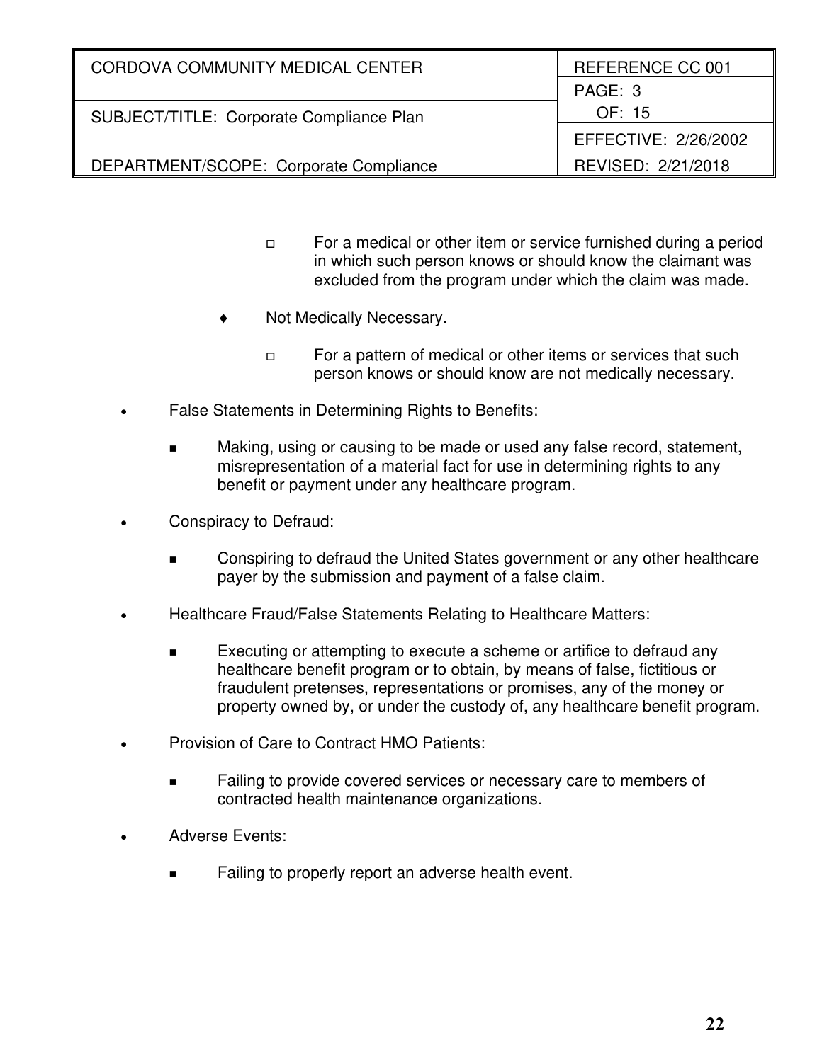- For a medical or other item or service furnished during a period in which such person knows or should know the claimant was excluded from the program under which the claim was made.

  - Not Medically Necessary.

      - For a pattern of medical or other items or services that such person knows or should know are not medically necessary.

- False Statements in Determining Rights to Benefits:

  - Making, using or causing to be made or used any false record, statement, misrepresentation of a material fact for use in determining rights to any benefit or payment under any healthcare program.

- Conspiracy to Defraud:

  - Conspiring to defraud the United States government or any other healthcare payer by the submission and payment of a false claim.

- Healthcare Fraud/False Statements Relating to Healthcare Matters:

  - Executing or attempting to execute a scheme or artifice to defraud any healthcare benefit program or to obtain, by means of false, fictitious or fraudulent pretenses, representations or promises, any of the money or property owned by, or under the custody of, any healthcare benefit program.

- Provision of Care to Contract HMO Patients:

  - Failing to provide covered services or necessary care to members of contracted health maintenance organizations.

- Adverse Events:

  - Failing to properly report an adverse health event.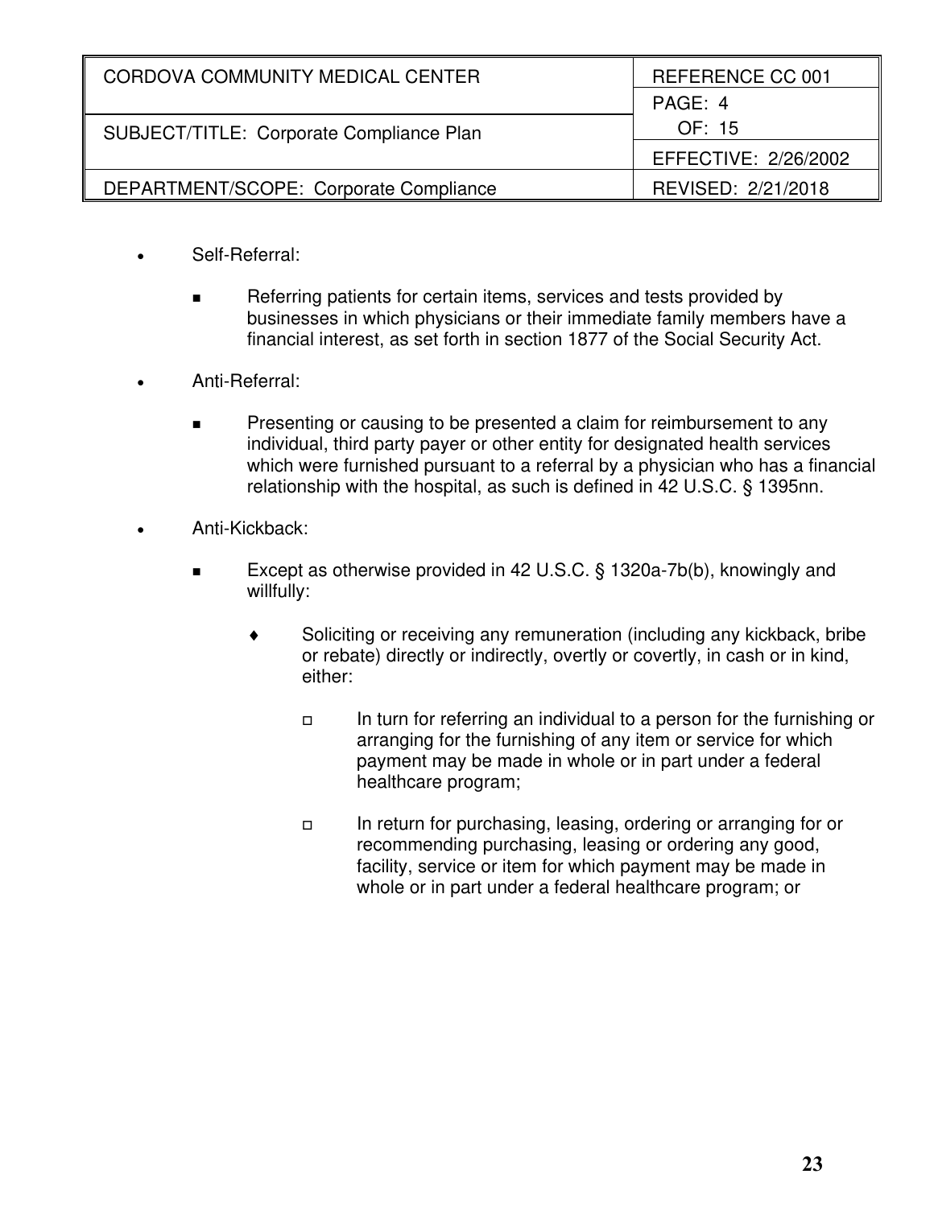- Self-Referral:
  - Referring patients for certain items, services and tests provided by businesses in which physicians or their immediate family members have a financial interest, as set forth in section 1877 of the Social Security Act.
- Anti-Referral:
  - Presenting or causing to be presented a claim for reimbursement to any individual, third party payer or other entity for designated health services which were furnished pursuant to a referral by a physician who has a financial relationship with the hospital, as such is defined in 42 U.S.C. § 1395nn.
- Anti-Kickback:
  - Except as otherwise provided in 42 U.S.C. § 1320a-7b(b), knowingly and willfully:
    - Soliciting or receiving any remuneration (including any kickback, bribe or rebate) directly or indirectly, overtly or covertly, in cash or in kind, either:
      - In turn for referring an individual to a person for the furnishing or arranging for the furnishing of any item or service for which payment may be made in whole or in part under a federal healthcare program;
      - In return for purchasing, leasing, ordering or arranging for or recommending purchasing, leasing or ordering any good, facility, service or item for which payment may be made in whole or in part under a federal healthcare program; or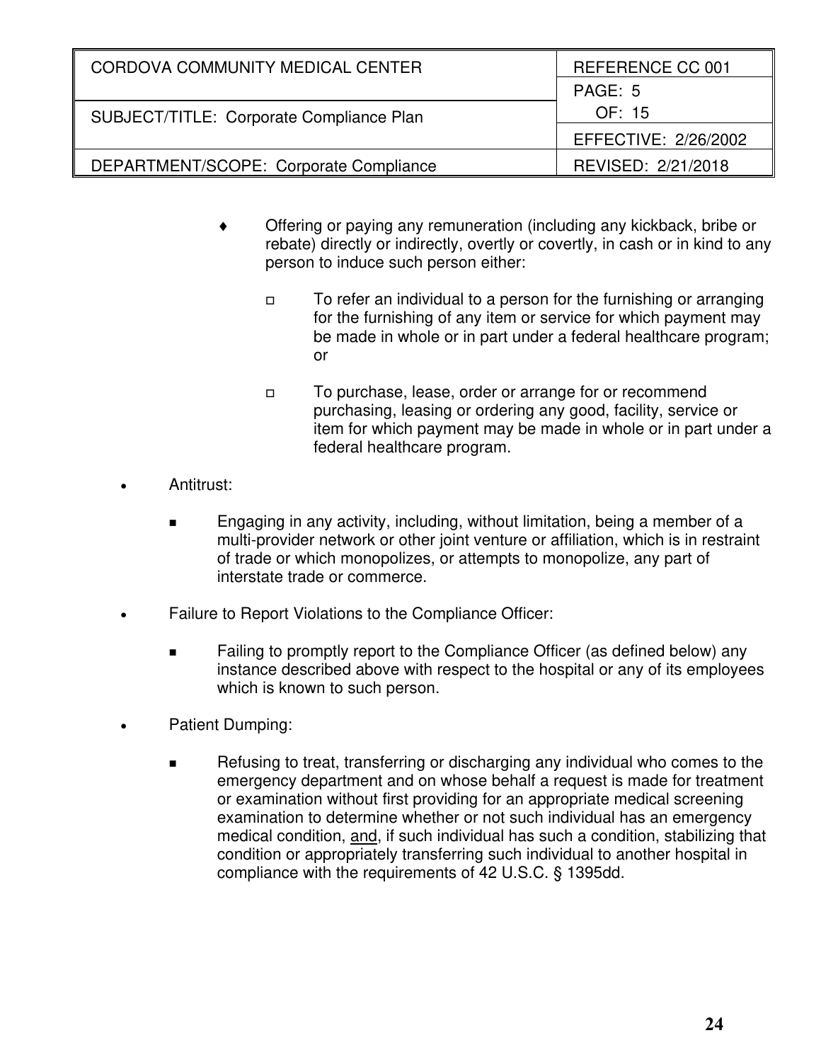- Offering or paying any remuneration (including any kickback, bribe or rebate) directly or indirectly, overtly or covertly, in cash or in kind to any person to induce such person either:

  - To refer an individual to a person for the furnishing or arranging for the furnishing of any item or service for which payment may be made in whole or in part under a federal healthcare program; or

  - To purchase, lease, order or arrange for or recommend purchasing, leasing or ordering any good, facility, service or item for which payment may be made in whole or in part under a federal healthcare program.

- Antitrust:

  - Engaging in any activity, including, without limitation, being a member of a multi-provider network or other joint venture or affiliation, which is in restraint of trade or which monopolizes, or attempts to monopolize, any part of interstate trade or commerce.

- Failure to Report Violations to the Compliance Officer:

  - Failing to promptly report to the Compliance Officer (as defined below) any instance described above with respect to the hospital or any of its employees which is known to such person.

- Patient Dumping:

  - Refusing to treat, transferring or discharging any individual who comes to the emergency department and on whose behalf a request is made for treatment or examination without first providing for an appropriate medical screening examination to determine whether or not such individual has an emergency medical condition, and, if such individual has such a condition, stabilizing that condition or appropriately transferring such individual to another hospital in compliance with the requirements of 42 U.S.C. § 1395dd.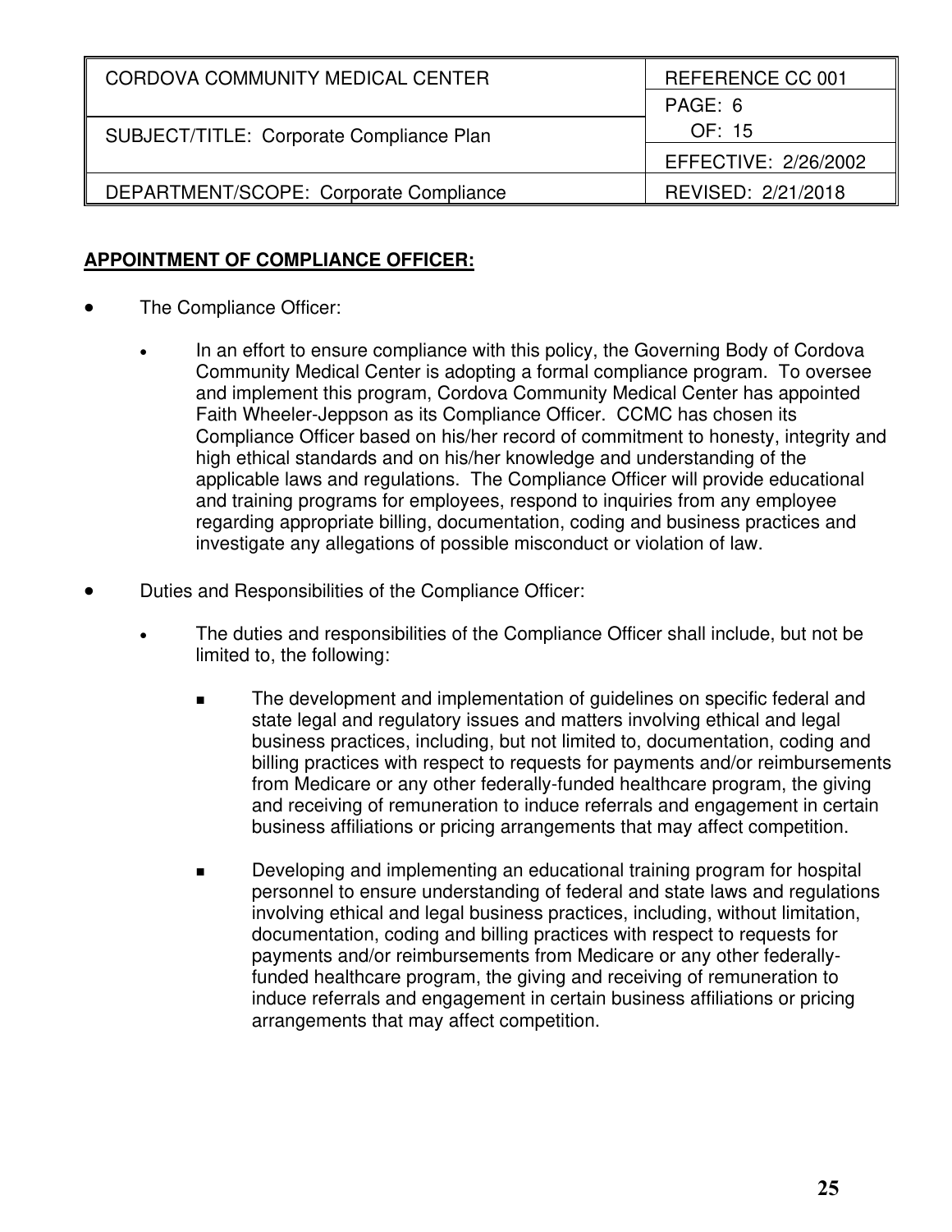| CORDOVA COMMUNITY MEDICAL CENTER | REFERENCE CC 001 |
|---|---|
| SUBJECT/TITLE: Corporate Compliance Plan | PAGE: 6 OF: 15 |
| | EFFECTIVE: 2/26/2002 |
| DEPARTMENT/SCOPE: Corporate Compliance | REVISED: 2/21/2018 |

**APPOINTMENT OF COMPLIANCE OFFICER:**

- The Compliance Officer:
  - In an effort to ensure compliance with this policy, the Governing Body of Cordova Community Medical Center is adopting a formal compliance program. To oversee and implement this program, Cordova Community Medical Center has appointed Faith Wheeler-Jeppson as its Compliance Officer. CCMC has chosen its Compliance Officer based on his/her record of commitment to honesty, integrity and high ethical standards and on his/her knowledge and understanding of the applicable laws and regulations. The Compliance Officer will provide educational and training programs for employees, respond to inquiries from any employee regarding appropriate billing, documentation, coding and business practices and investigate any allegations of possible misconduct or violation of law.

- Duties and Responsibilities of the Compliance Officer:
  - The duties and responsibilities of the Compliance Officer shall include, but not be limited to, the following:
    - The development and implementation of guidelines on specific federal and state legal and regulatory issues and matters involving ethical and legal business practices, including, but not limited to, documentation, coding and billing practices with respect to requests for payments and/or reimbursements from Medicare or any other federally-funded healthcare program, the giving and receiving of remuneration to induce referrals and engagement in certain business affiliations or pricing arrangements that may affect competition.
    - Developing and implementing an educational training program for hospital personnel to ensure understanding of federal and state laws and regulations involving ethical and legal business practices, including, without limitation, documentation, coding and billing practices with respect to requests for payments and/or reimbursements from Medicare or any other federally-funded healthcare program, the giving and receiving of remuneration to induce referrals and engagement in certain business affiliations or pricing arrangements that may affect competition.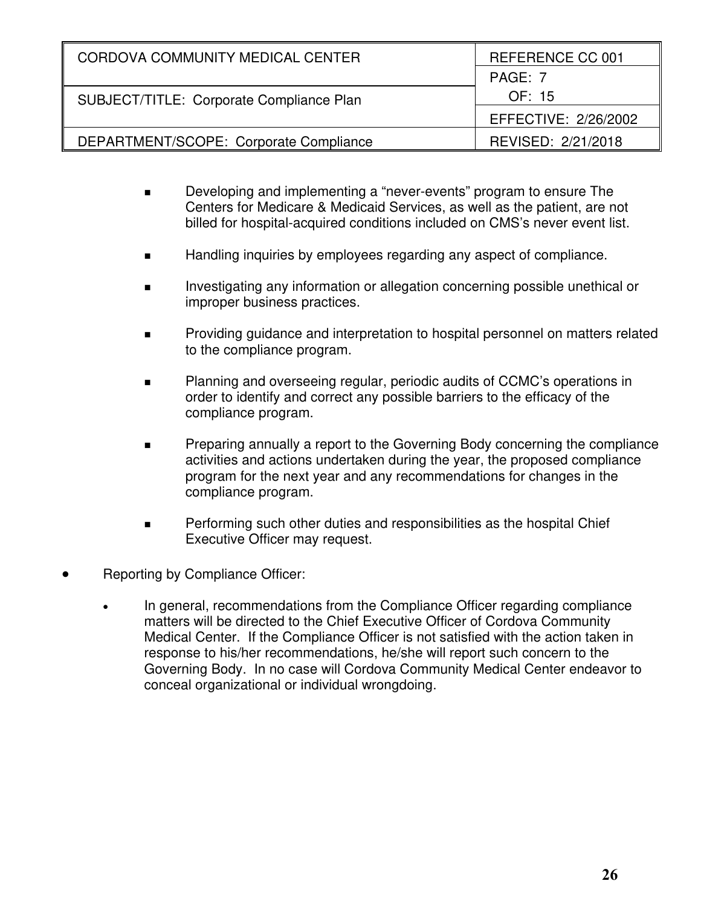- Developing and implementing a "never-events" program to ensure The Centers for Medicare & Medicaid Services, as well as the patient, are not billed for hospital-acquired conditions included on CMS's never event list.

- Handling inquiries by employees regarding any aspect of compliance.

- Investigating any information or allegation concerning possible unethical or improper business practices.

- Providing guidance and interpretation to hospital personnel on matters related to the compliance program.

- Planning and overseeing regular, periodic audits of CCMC's operations in order to identify and correct any possible barriers to the efficacy of the compliance program.

- Preparing annually a report to the Governing Body concerning the compliance activities and actions undertaken during the year, the proposed compliance program for the next year and any recommendations for changes in the compliance program.

- Performing such other duties and responsibilities as the hospital Chief Executive Officer may request.

- Reporting by Compliance Officer:

  - In general, recommendations from the Compliance Officer regarding compliance matters will be directed to the Chief Executive Officer of Cordova Community Medical Center. If the Compliance Officer is not satisfied with the action taken in response to his/her recommendations, he/she will report such concern to the Governing Body. In no case will Cordova Community Medical Center endeavor to conceal organizational or individual wrongdoing.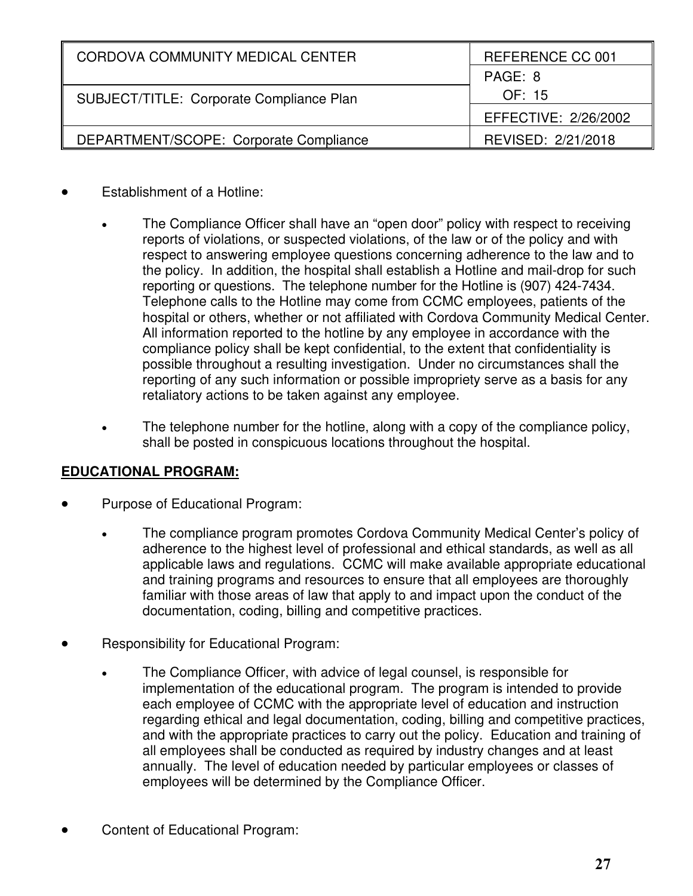- Establishment of a Hotline:

    - The Compliance Officer shall have an "open door" policy with respect to receiving reports of violations, or suspected violations, of the law or of the policy and with respect to answering employee questions concerning adherence to the law and to the policy. In addition, the hospital shall establish a Hotline and mail-drop for such reporting or questions. The telephone number for the Hotline is (907) 424-7434. Telephone calls to the Hotline may come from CCMC employees, patients of the hospital or others, whether or not affiliated with Cordova Community Medical Center. All information reported to the hotline by any employee in accordance with the compliance policy shall be kept confidential, to the extent that confidentiality is possible throughout a resulting investigation. Under no circumstances shall the reporting of any such information or possible impropriety serve as a basis for any retaliatory actions to be taken against any employee.

    - The telephone number for the hotline, along with a copy of the compliance policy, shall be posted in conspicuous locations throughout the hospital.

**EDUCATIONAL PROGRAM:**

- Purpose of Educational Program:

    - The compliance program promotes Cordova Community Medical Center's policy of adherence to the highest level of professional and ethical standards, as well as all applicable laws and regulations. CCMC will make available appropriate educational and training programs and resources to ensure that all employees are thoroughly familiar with those areas of law that apply to and impact upon the conduct of the documentation, coding, billing and competitive practices.

- Responsibility for Educational Program:

    - The Compliance Officer, with advice of legal counsel, is responsible for implementation of the educational program. The program is intended to provide each employee of CCMC with the appropriate level of education and instruction regarding ethical and legal documentation, coding, billing and competitive practices, and with the appropriate practices to carry out the policy. Education and training of all employees shall be conducted as required by industry changes and at least annually. The level of education needed by particular employees or classes of employees will be determined by the Compliance Officer.

- Content of Educational Program: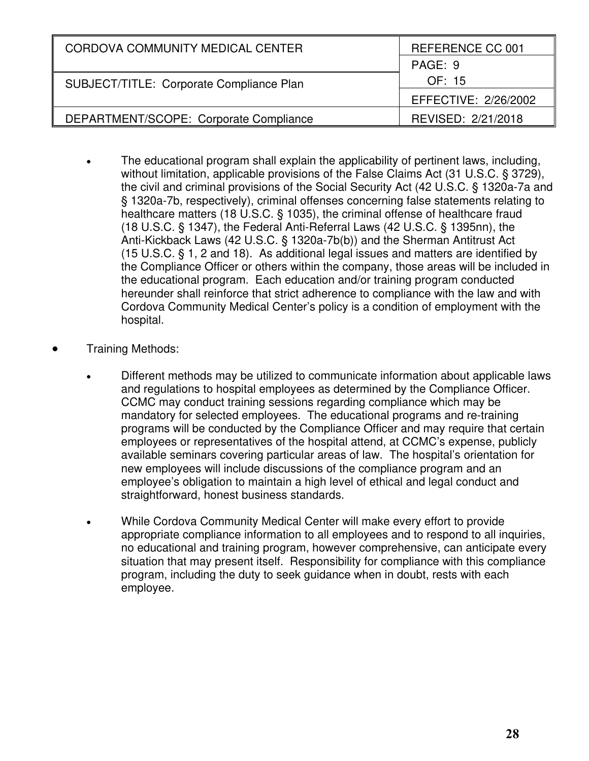- The educational program shall explain the applicability of pertinent laws, including, without limitation, applicable provisions of the False Claims Act (31 U.S.C. § 3729), the civil and criminal provisions of the Social Security Act (42 U.S.C. § 1320a-7a and § 1320a-7b, respectively), criminal offenses concerning false statements relating to healthcare matters (18 U.S.C. § 1035), the criminal offense of healthcare fraud (18 U.S.C. § 1347), the Federal Anti-Referral Laws (42 U.S.C. § 1395nn), the Anti-Kickback Laws (42 U.S.C. § 1320a-7b(b)) and the Sherman Antitrust Act (15 U.S.C. § 1, 2 and 18). As additional legal issues and matters are identified by the Compliance Officer or others within the company, those areas will be included in the educational program. Each education and/or training program conducted hereunder shall reinforce that strict adherence to compliance with the law and with Cordova Community Medical Center's policy is a condition of employment with the hospital.

- Training Methods:
  - Different methods may be utilized to communicate information about applicable laws and regulations to hospital employees as determined by the Compliance Officer. CCMC may conduct training sessions regarding compliance which may be mandatory for selected employees. The educational programs and re-training programs will be conducted by the Compliance Officer and may require that certain employees or representatives of the hospital attend, at CCMC's expense, publicly available seminars covering particular areas of law. The hospital's orientation for new employees will include discussions of the compliance program and an employee's obligation to maintain a high level of ethical and legal conduct and straightforward, honest business standards.
  - While Cordova Community Medical Center will make every effort to provide appropriate compliance information to all employees and to respond to all inquiries, no educational and training program, however comprehensive, can anticipate every situation that may present itself. Responsibility for compliance with this compliance program, including the duty to seek guidance when in doubt, rests with each employee.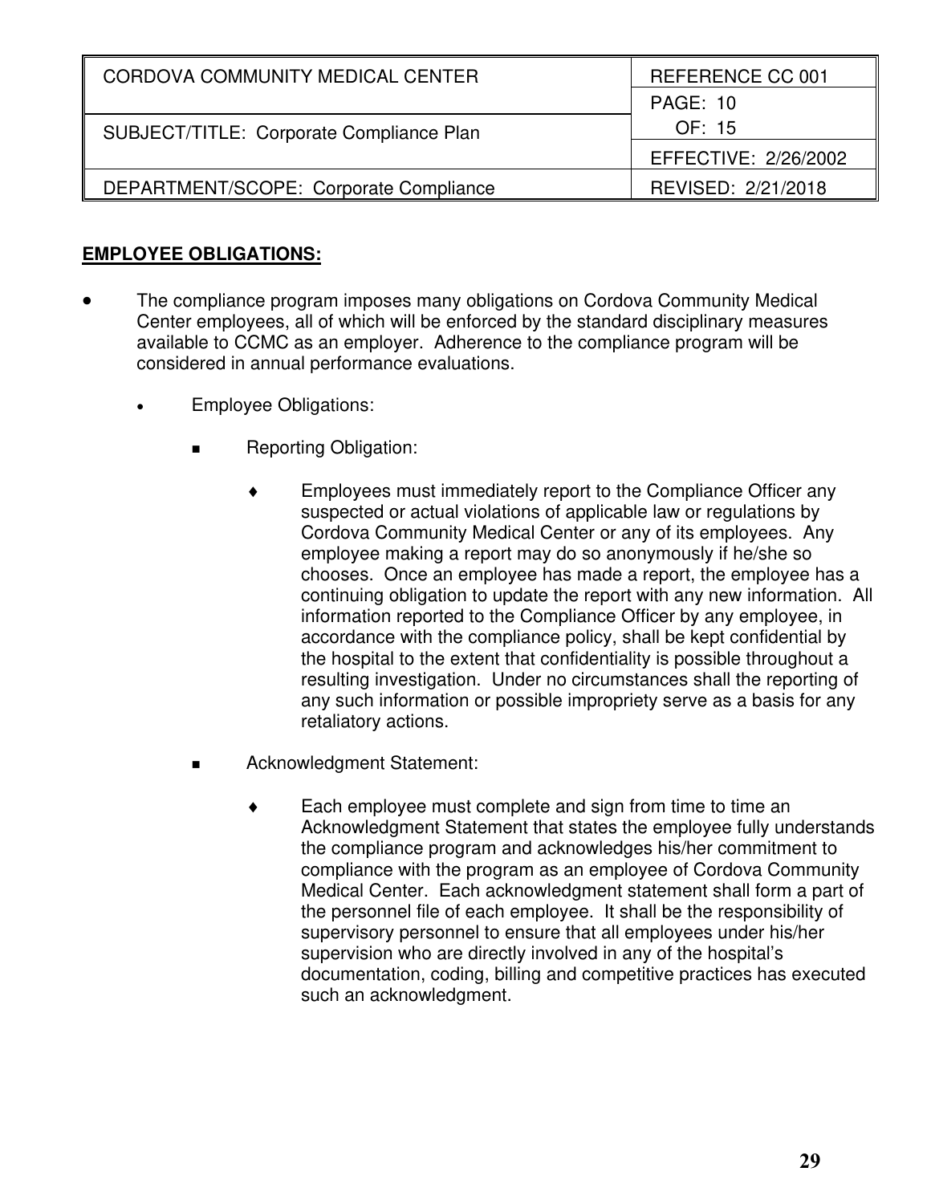## EMPLOYEE OBLIGATIONS:

- The compliance program imposes many obligations on Cordova Community Medical Center employees, all of which will be enforced by the standard disciplinary measures available to CCMC as an employer. Adherence to the compliance program will be considered in annual performance evaluations.

  - Employee Obligations:

    - Reporting Obligation:

      - Employees must immediately report to the Compliance Officer any suspected or actual violations of applicable law or regulations by Cordova Community Medical Center or any of its employees. Any employee making a report may do so anonymously if he/she so chooses. Once an employee has made a report, the employee has a continuing obligation to update the report with any new information. All information reported to the Compliance Officer by any employee, in accordance with the compliance policy, shall be kept confidential by the hospital to the extent that confidentiality is possible throughout a resulting investigation. Under no circumstances shall the reporting of any such information or possible impropriety serve as a basis for any retaliatory actions.

    - Acknowledgment Statement:

      - Each employee must complete and sign from time to time an Acknowledgment Statement that states the employee fully understands the compliance program and acknowledges his/her commitment to compliance with the program as an employee of Cordova Community Medical Center. Each acknowledgment statement shall form a part of the personnel file of each employee. It shall be the responsibility of supervisory personnel to ensure that all employees under his/her supervision who are directly involved in any of the hospital's documentation, coding, billing and competitive practices has executed such an acknowledgment.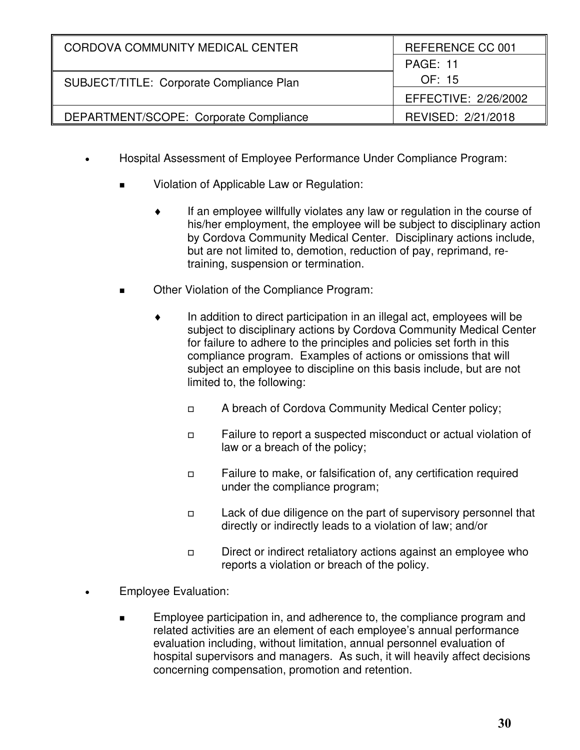- Hospital Assessment of Employee Performance Under Compliance Program:

  - Violation of Applicable Law or Regulation:

    - If an employee willfully violates any law or regulation in the course of his/her employment, the employee will be subject to disciplinary action by Cordova Community Medical Center. Disciplinary actions include, but are not limited to, demotion, reduction of pay, reprimand, re-training, suspension or termination.

  - Other Violation of the Compliance Program:

    - In addition to direct participation in an illegal act, employees will be subject to disciplinary actions by Cordova Community Medical Center for failure to adhere to the principles and policies set forth in this compliance program. Examples of actions or omissions that will subject an employee to discipline on this basis include, but are not limited to, the following:

      - A breach of Cordova Community Medical Center policy;

      - Failure to report a suspected misconduct or actual violation of law or a breach of the policy;

      - Failure to make, or falsification of, any certification required under the compliance program;

      - Lack of due diligence on the part of supervisory personnel that directly or indirectly leads to a violation of law; and/or

      - Direct or indirect retaliatory actions against an employee who reports a violation or breach of the policy.

- Employee Evaluation:

  - Employee participation in, and adherence to, the compliance program and related activities are an element of each employee's annual performance evaluation including, without limitation, annual personnel evaluation of hospital supervisors and managers. As such, it will heavily affect decisions concerning compensation, promotion and retention.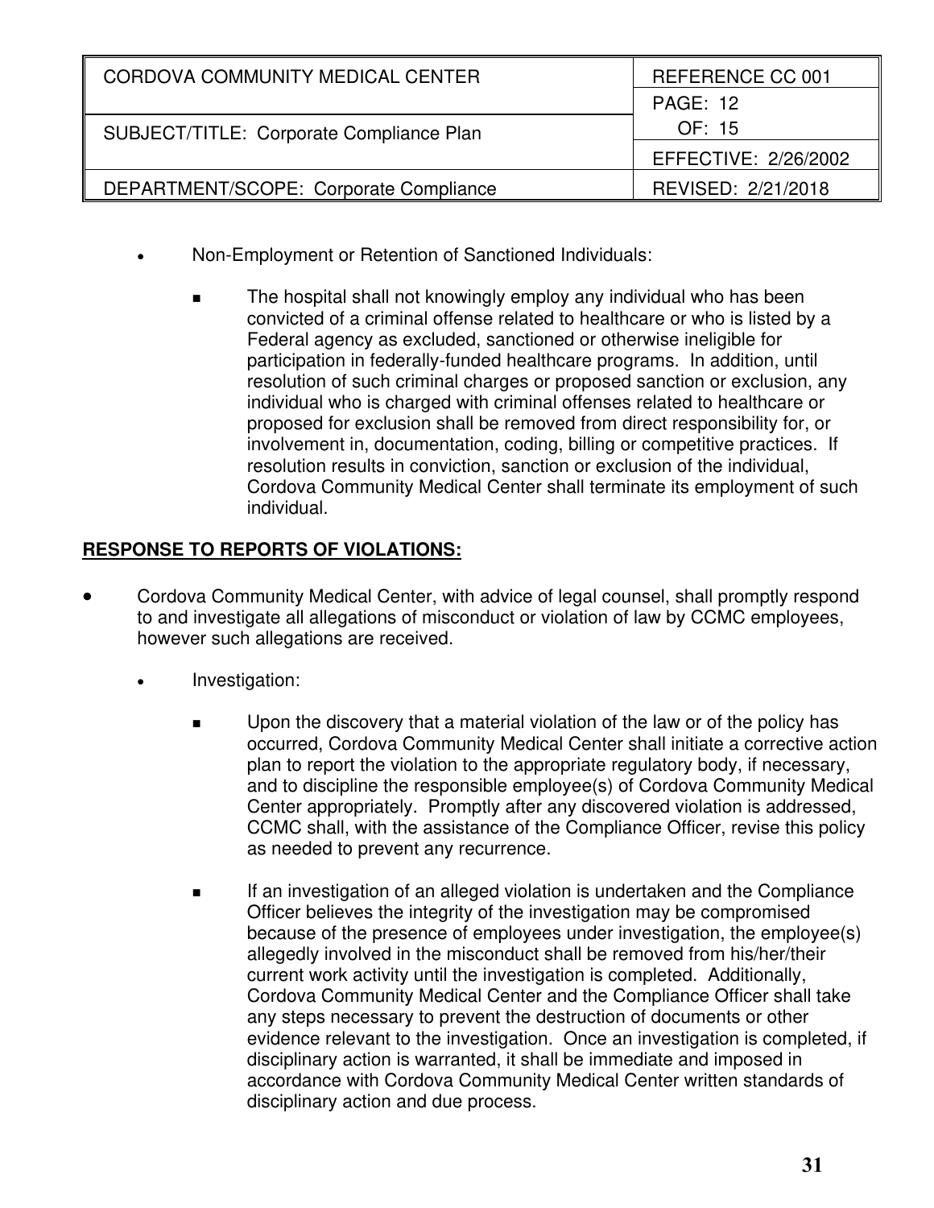- Non-Employment or Retention of Sanctioned Individuals:

  - The hospital shall not knowingly employ any individual who has been convicted of a criminal offense related to healthcare or who is listed by a Federal agency as excluded, sanctioned or otherwise ineligible for participation in federally-funded healthcare programs. In addition, until resolution of such criminal charges or proposed sanction or exclusion, any individual who is charged with criminal offenses related to healthcare or proposed for exclusion shall be removed from direct responsibility for, or involvement in, documentation, coding, billing or competitive practices. If resolution results in conviction, sanction or exclusion of the individual, Cordova Community Medical Center shall terminate its employment of such individual.

**RESPONSE TO REPORTS OF VIOLATIONS:**

- Cordova Community Medical Center, with advice of legal counsel, shall promptly respond to and investigate all allegations of misconduct or violation of law by CCMC employees, however such allegations are received.

  - Investigation:

    - Upon the discovery that a material violation of the law or of the policy has occurred, Cordova Community Medical Center shall initiate a corrective action plan to report the violation to the appropriate regulatory body, if necessary, and to discipline the responsible employee(s) of Cordova Community Medical Center appropriately. Promptly after any discovered violation is addressed, CCMC shall, with the assistance of the Compliance Officer, revise this policy as needed to prevent any recurrence.

    - If an investigation of an alleged violation is undertaken and the Compliance Officer believes the integrity of the investigation may be compromised because of the presence of employees under investigation, the employee(s) allegedly involved in the misconduct shall be removed from his/her/their current work activity until the investigation is completed. Additionally, Cordova Community Medical Center and the Compliance Officer shall take any steps necessary to prevent the destruction of documents or other evidence relevant to the investigation. Once an investigation is completed, if disciplinary action is warranted, it shall be immediate and imposed in accordance with Cordova Community Medical Center written standards of disciplinary action and due process.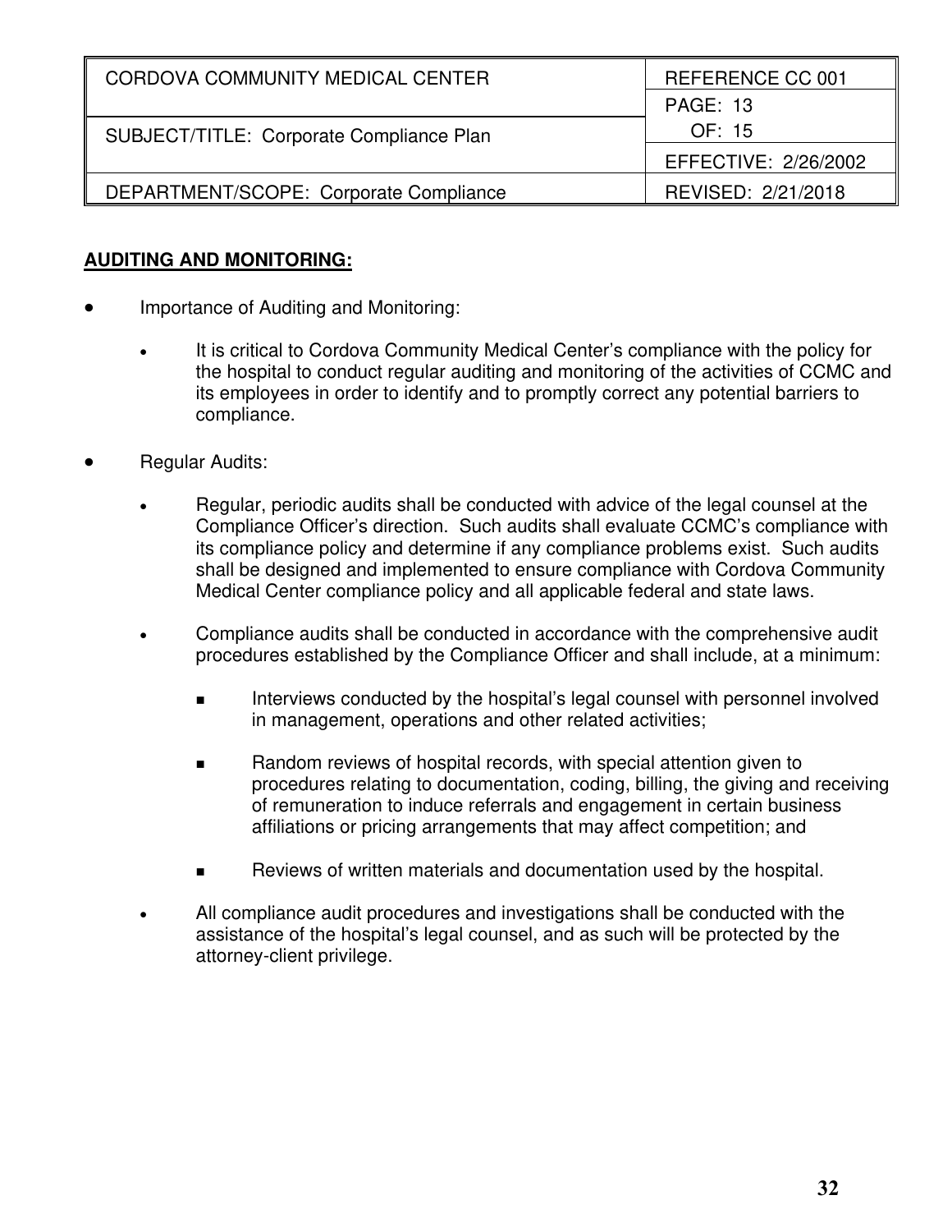## AUDITING AND MONITORING:

- Importance of Auditing and Monitoring:

  - It is critical to Cordova Community Medical Center's compliance with the policy for the hospital to conduct regular auditing and monitoring of the activities of CCMC and its employees in order to identify and to promptly correct any potential barriers to compliance.

- Regular Audits:

  - Regular, periodic audits shall be conducted with advice of the legal counsel at the Compliance Officer's direction. Such audits shall evaluate CCMC's compliance with its compliance policy and determine if any compliance problems exist. Such audits shall be designed and implemented to ensure compliance with Cordova Community Medical Center compliance policy and all applicable federal and state laws.

  - Compliance audits shall be conducted in accordance with the comprehensive audit procedures established by the Compliance Officer and shall include, at a minimum:

    - Interviews conducted by the hospital's legal counsel with personnel involved in management, operations and other related activities;

    - Random reviews of hospital records, with special attention given to procedures relating to documentation, coding, billing, the giving and receiving of remuneration to induce referrals and engagement in certain business affiliations or pricing arrangements that may affect competition; and

    - Reviews of written materials and documentation used by the hospital.

  - All compliance audit procedures and investigations shall be conducted with the assistance of the hospital's legal counsel, and as such will be protected by the attorney-client privilege.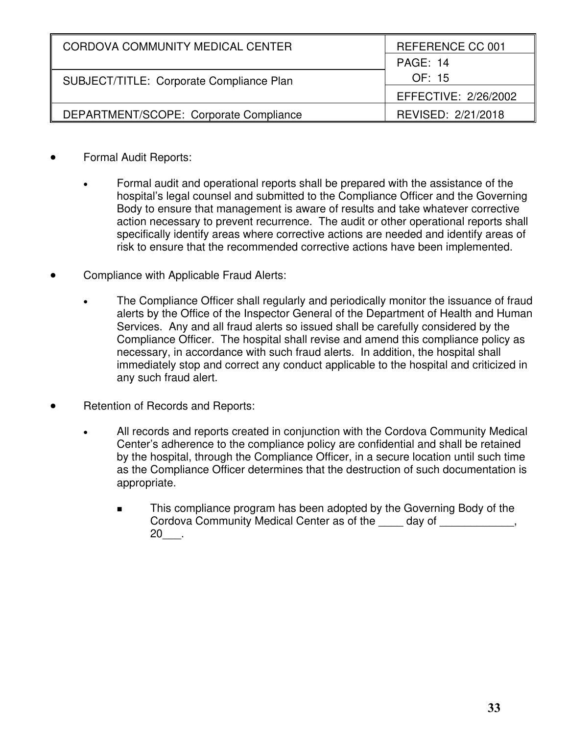- Formal Audit Reports:

    - Formal audit and operational reports shall be prepared with the assistance of the hospital's legal counsel and submitted to the Compliance Officer and the Governing Body to ensure that management is aware of results and take whatever corrective action necessary to prevent recurrence. The audit or other operational reports shall specifically identify areas where corrective actions are needed and identify areas of risk to ensure that the recommended corrective actions have been implemented.

- Compliance with Applicable Fraud Alerts:

    - The Compliance Officer shall regularly and periodically monitor the issuance of fraud alerts by the Office of the Inspector General of the Department of Health and Human Services. Any and all fraud alerts so issued shall be carefully considered by the Compliance Officer. The hospital shall revise and amend this compliance policy as necessary, in accordance with such fraud alerts. In addition, the hospital shall immediately stop and correct any conduct applicable to the hospital and criticized in any such fraud alert.

- Retention of Records and Reports:

    - All records and reports created in conjunction with the Cordova Community Medical Center's adherence to the compliance policy are confidential and shall be retained by the hospital, through the Compliance Officer, in a secure location until such time as the Compliance Officer determines that the destruction of such documentation is appropriate.

        - This compliance program has been adopted by the Governing Body of the Cordova Community Medical Center as of the ____ day of ____________, 20___.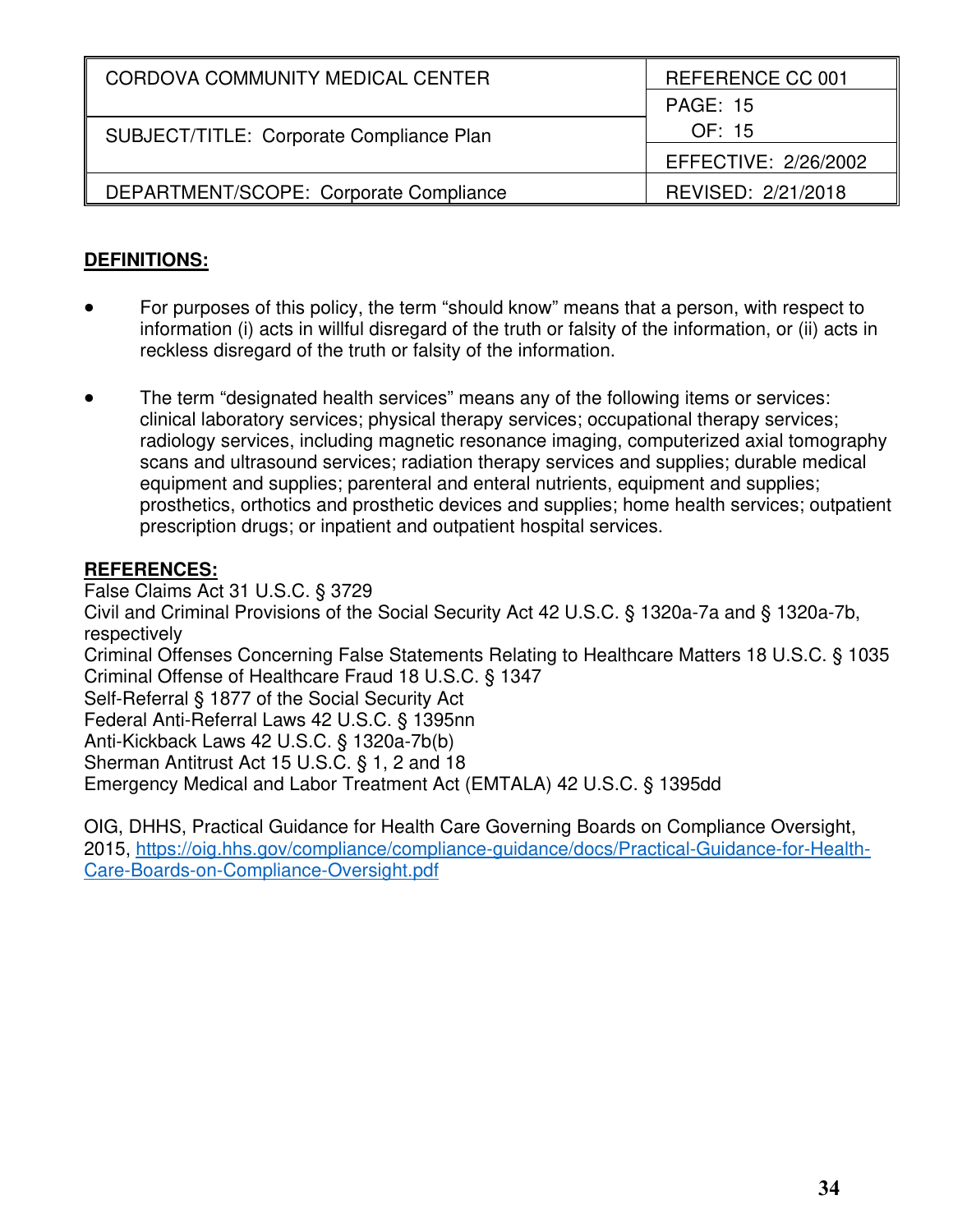| CORDOVA COMMUNITY MEDICAL CENTER | REFERENCE CC 001 |
|---|---|
| SUBJECT/TITLE: Corporate Compliance Plan | PAGE: 15 OF: 15 |
| | EFFECTIVE: 2/26/2002 |
| DEPARTMENT/SCOPE: Corporate Compliance | REVISED: 2/21/2018 |

**DEFINITIONS:**

- For purposes of this policy, the term "should know" means that a person, with respect to information (i) acts in willful disregard of the truth or falsity of the information, or (ii) acts in reckless disregard of the truth or falsity of the information.

- The term "designated health services" means any of the following items or services: clinical laboratory services; physical therapy services; occupational therapy services; radiology services, including magnetic resonance imaging, computerized axial tomography scans and ultrasound services; radiation therapy services and supplies; durable medical equipment and supplies; parenteral and enteral nutrients, equipment and supplies; prosthetics, orthotics and prosthetic devices and supplies; home health services; outpatient prescription drugs; or inpatient and outpatient hospital services.

**REFERENCES:**

False Claims Act 31 U.S.C. § 3729
Civil and Criminal Provisions of the Social Security Act 42 U.S.C. § 1320a-7a and § 1320a-7b, respectively
Criminal Offenses Concerning False Statements Relating to Healthcare Matters 18 U.S.C. § 1035
Criminal Offense of Healthcare Fraud 18 U.S.C. § 1347
Self-Referral § 1877 of the Social Security Act
Federal Anti-Referral Laws 42 U.S.C. § 1395nn
Anti-Kickback Laws 42 U.S.C. § 1320a-7b(b)
Sherman Antitrust Act 15 U.S.C. § 1, 2 and 18
Emergency Medical and Labor Treatment Act (EMTALA) 42 U.S.C. § 1395dd

OIG, DHHS, Practical Guidance for Health Care Governing Boards on Compliance Oversight, 2015, https://oig.hhs.gov/compliance/compliance-guidance/docs/Practical-Guidance-for-Health-Care-Boards-on-Compliance-Oversight.pdf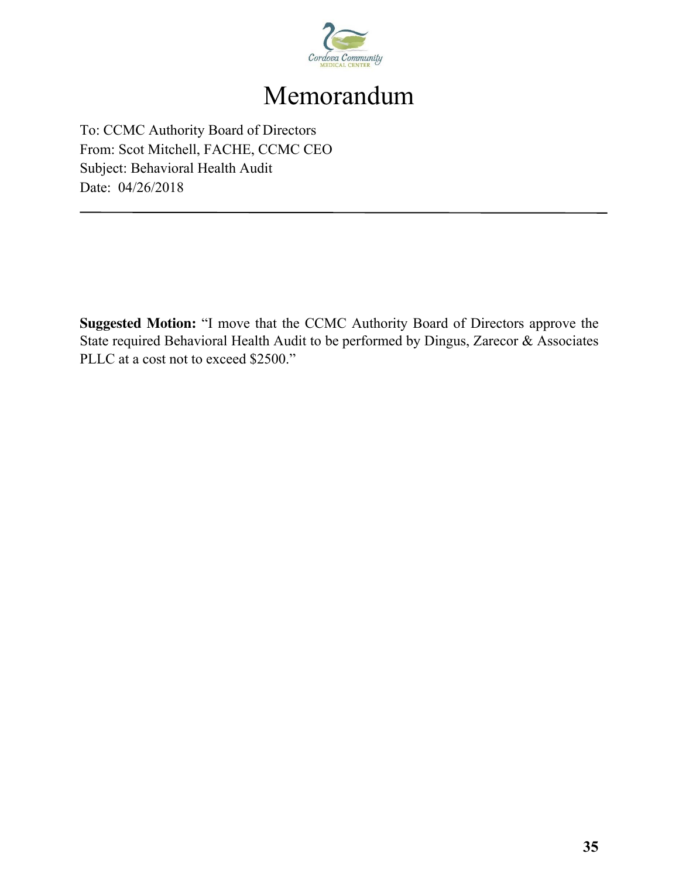# Memorandum

To: CCMC Authority Board of Directors
From: Scot Mitchell, FACHE, CCMC CEO
Subject: Behavioral Health Audit
Date: 04/26/2018

---

**Suggested Motion:** "I move that the CCMC Authority Board of Directors approve the State required Behavioral Health Audit to be performed by Dingus, Zarecor & Associates PLLC at a cost not to exceed $2500."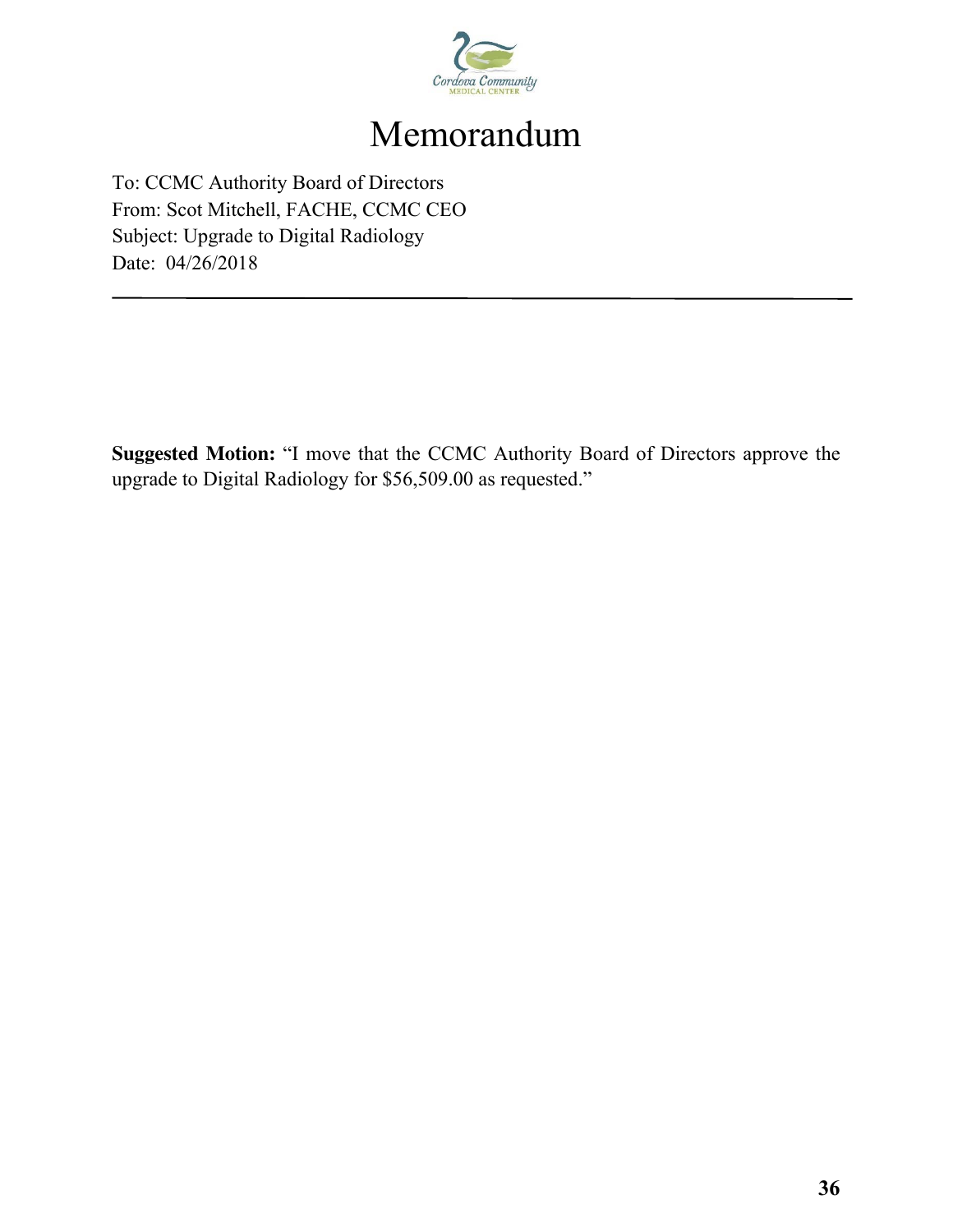# Memorandum

To: CCMC Authority Board of Directors
From: Scot Mitchell, FACHE, CCMC CEO
Subject: Upgrade to Digital Radiology
Date: 04/26/2018

---

**Suggested Motion:** "I move that the CCMC Authority Board of Directors approve the upgrade to Digital Radiology for $56,509.00 as requested."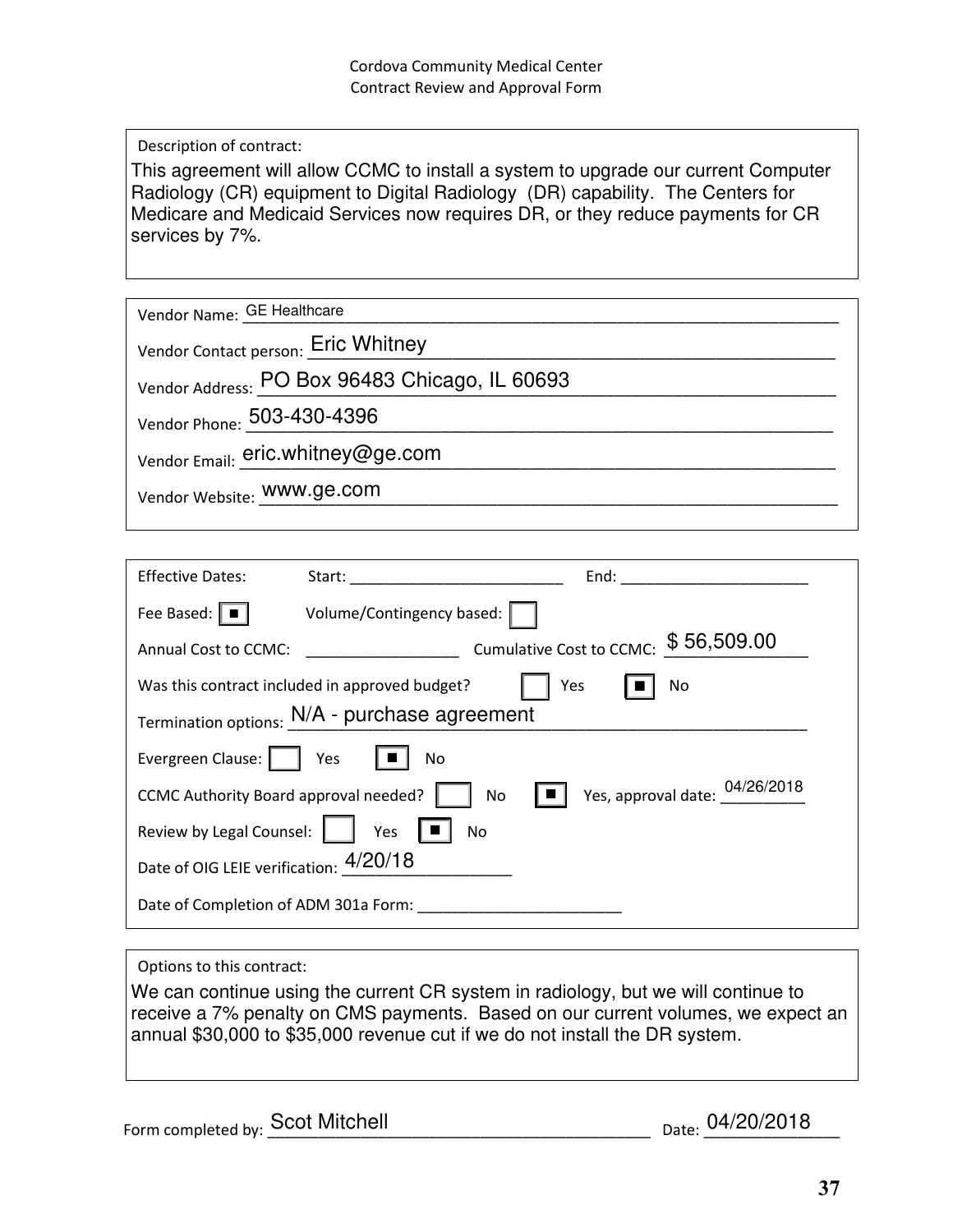Cordova Community Medical Center
Contract Review and Approval Form

Description of contract:

This agreement will allow CCMC to install a system to upgrade our current Computer Radiology (CR) equipment to Digital Radiology (DR) capability. The Centers for Medicare and Medicaid Services now requires DR, or they reduce payments for CR services by 7%.

Vendor Name: GE Healthcare

Vendor Contact person: Eric Whitney

Vendor Address: PO Box 96483 Chicago, IL 60693

Vendor Phone: 503-430-4396

Vendor Email: eric.whitney@ge.com

Vendor Website: www.ge.com

Effective Dates: Start: ____________ End: ____________

Fee Based: ■ Volume/Contingency based: ☐

Annual Cost to CCMC: ____________ Cumulative Cost to CCMC: $ 56,509.00

Was this contract included in approved budget? ☐ Yes ■ No

Termination options: N/A - purchase agreement

Evergreen Clause: ☐ Yes ■ No

CCMC Authority Board approval needed? ☐ No ■ Yes, approval date: 04/26/2018

Review by Legal Counsel: ☐ Yes ■ No

Date of OIG LEIE verification: 4/20/18

Date of Completion of ADM 301a Form: ____________

Options to this contract:

We can continue using the current CR system in radiology, but we will continue to receive a 7% penalty on CMS payments. Based on our current volumes, we expect an annual $30,000 to $35,000 revenue cut if we do not install the DR system.

Form completed by: Scot Mitchell Date: 04/20/2018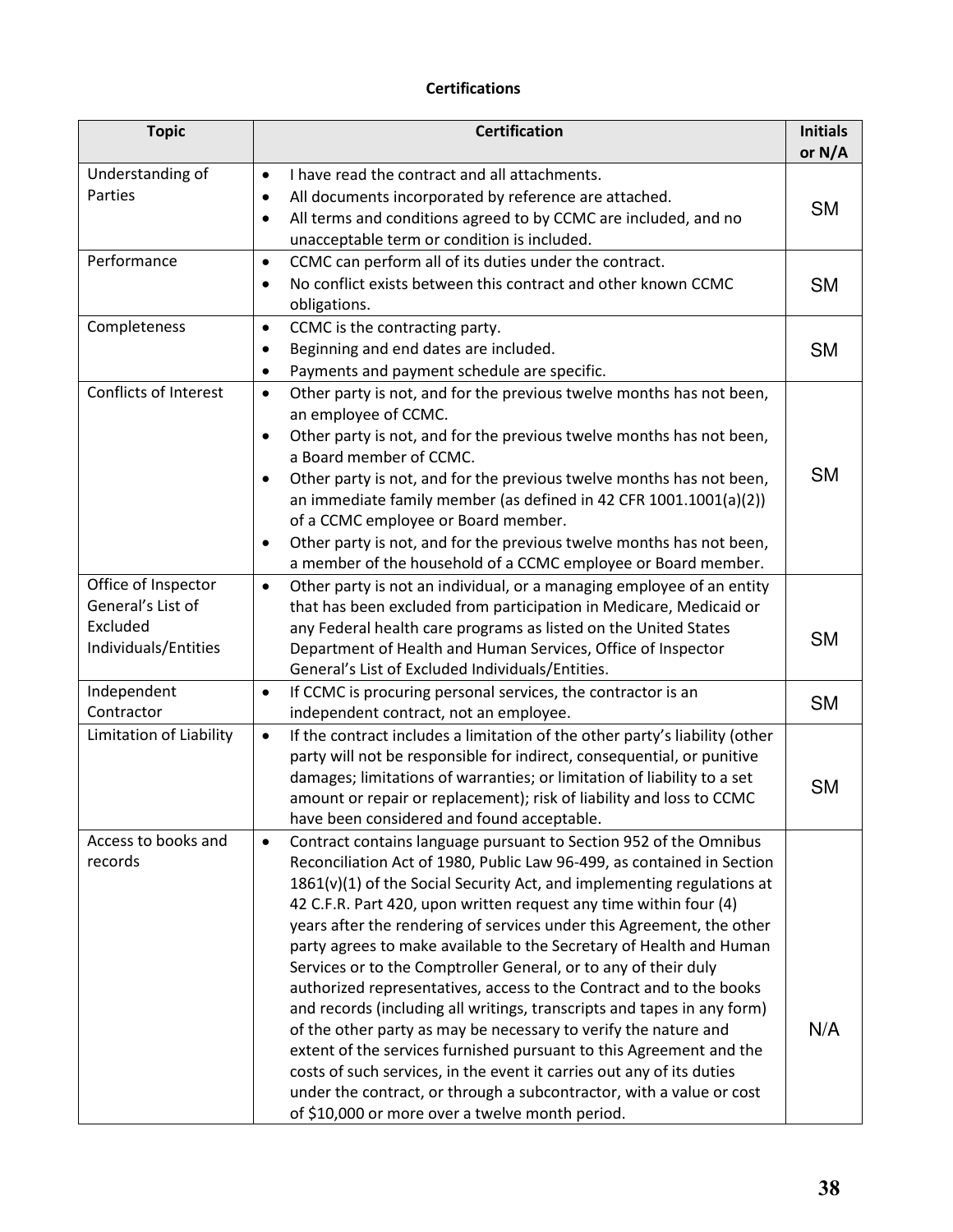**Certifications**

| Topic | Certification | Initials or N/A |
|---|---|---|
| Understanding of Parties | • I have read the contract and all attachments.<br>• All documents incorporated by reference are attached.<br>• All terms and conditions agreed to by CCMC are included, and no unacceptable term or condition is included. | SM |
| Performance | • CCMC can perform all of its duties under the contract.<br>• No conflict exists between this contract and other known CCMC obligations. | SM |
| Completeness | • CCMC is the contracting party.<br>• Beginning and end dates are included.<br>• Payments and payment schedule are specific. | SM |
| Conflicts of Interest | • Other party is not, and for the previous twelve months has not been, an employee of CCMC.<br>• Other party is not, and for the previous twelve months has not been, a Board member of CCMC.<br>• Other party is not, and for the previous twelve months has not been, an immediate family member (as defined in 42 CFR 1001.1001(a)(2)) of a CCMC employee or Board member.<br>• Other party is not, and for the previous twelve months has not been, a member of the household of a CCMC employee or Board member. | SM |
| Office of Inspector General's List of Excluded Individuals/Entities | • Other party is not an individual, or a managing employee of an entity that has been excluded from participation in Medicare, Medicaid or any Federal health care programs as listed on the United States Department of Health and Human Services, Office of Inspector General's List of Excluded Individuals/Entities. | SM |
| Independent Contractor | • If CCMC is procuring personal services, the contractor is an independent contract, not an employee. | SM |
| Limitation of Liability | • If the contract includes a limitation of the other party's liability (other party will not be responsible for indirect, consequential, or punitive damages; limitations of warranties; or limitation of liability to a set amount or repair or replacement); risk of liability and loss to CCMC have been considered and found acceptable. | SM |
| Access to books and records | • Contract contains language pursuant to Section 952 of the Omnibus Reconciliation Act of 1980, Public Law 96-499, as contained in Section 1861(v)(1) of the Social Security Act, and implementing regulations at 42 C.F.R. Part 420, upon written request any time within four (4) years after the rendering of services under this Agreement, the other party agrees to make available to the Secretary of Health and Human Services or to the Comptroller General, or to any of their duly authorized representatives, access to the Contract and to the books and records (including all writings, transcripts and tapes in any form) of the other party as may be necessary to verify the nature and extent of the services furnished pursuant to this Agreement and the costs of such services, in the event it carries out any of its duties under the contract, or through a subcontractor, with a value or cost of $10,000 or more over a twelve month period. | N/A |